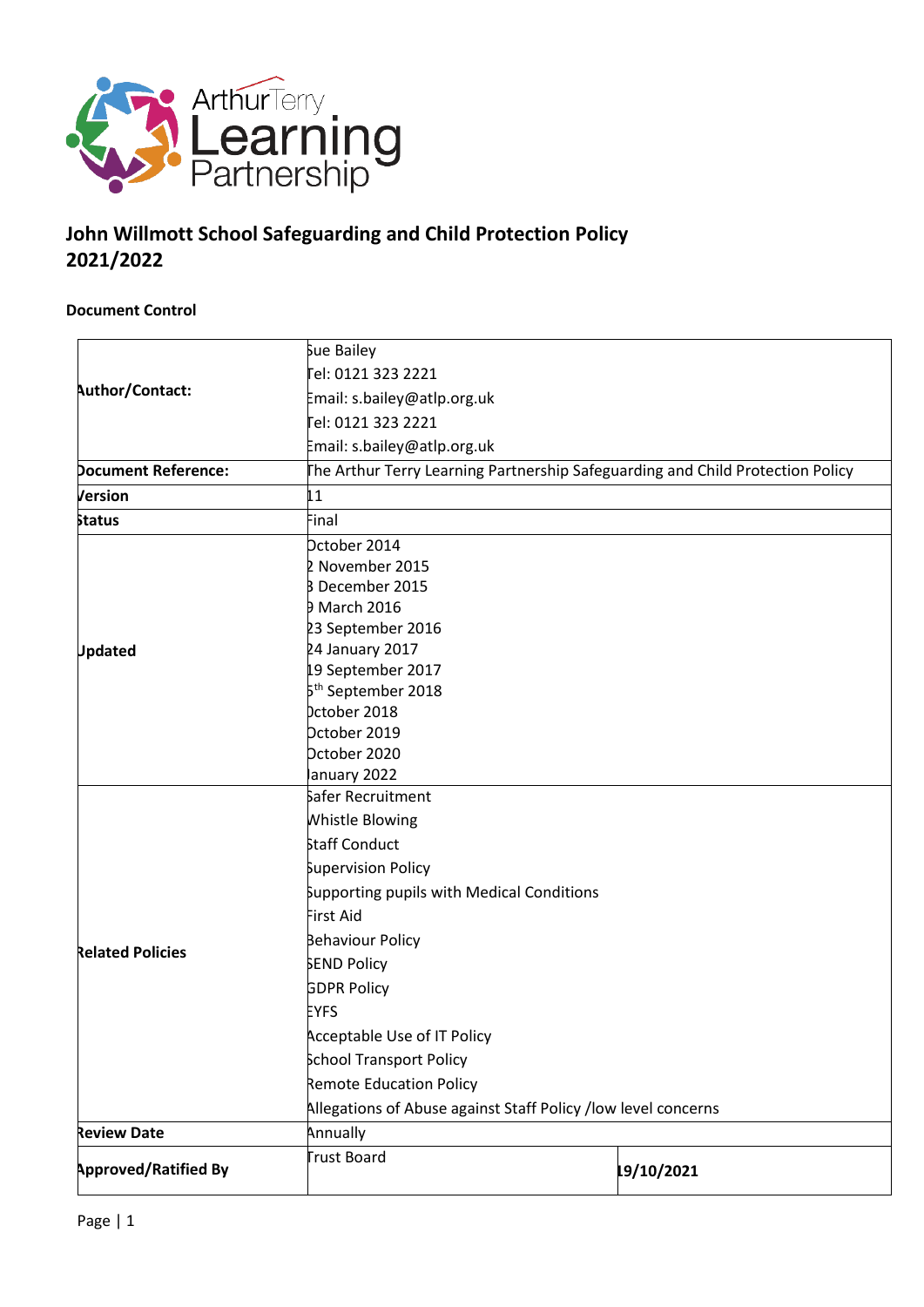# John Willmott School Safeguarding and Child Protection Policy 2021/2022

**Document Control**

| | | |
|---|---|---|
| **Author/Contact:** | Sue Bailey<br>Tel: 0121 323 2221<br>Email: s.bailey@atlp.org.uk<br>Tel: 0121 323 2221<br>Email: s.bailey@atlp.org.uk | |
| **Document Reference:** | The Arthur Terry Learning Partnership Safeguarding and Child Protection Policy | |
| **Version** | 11 | |
| **Status** | Final | |
| **Updated** | October 2014<br>2 November 2015<br>3 December 2015<br>9 March 2016<br>23 September 2016<br>24 January 2017<br>19 September 2017<br>5th September 2018<br>October 2018<br>October 2019<br>October 2020<br>January 2022 | |
| **Related Policies** | Safer Recruitment<br>Whistle Blowing<br>Staff Conduct<br>Supervision Policy<br>Supporting pupils with Medical Conditions<br>First Aid<br>Behaviour Policy<br>SEND Policy<br>GDPR Policy<br>EYFS<br>Acceptable Use of IT Policy<br>School Transport Policy<br>Remote Education Policy<br>Allegations of Abuse against Staff Policy /low level concerns | |
| **Review Date** | Annually | |
| **Approved/Ratified By** | Trust Board | **19/10/2021** |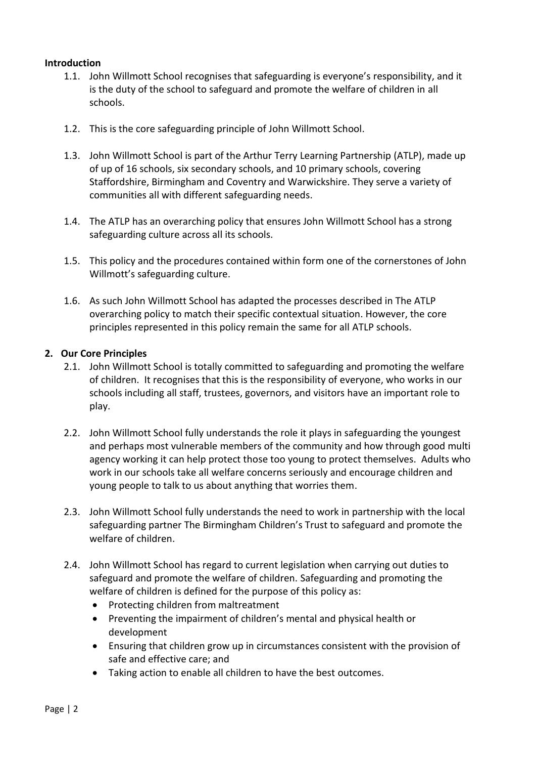**Introduction**

1.1. John Willmott School recognises that safeguarding is everyone's responsibility, and it is the duty of the school to safeguard and promote the welfare of children in all schools.

1.2. This is the core safeguarding principle of John Willmott School.

1.3. John Willmott School is part of the Arthur Terry Learning Partnership (ATLP), made up of up of 16 schools, six secondary schools, and 10 primary schools, covering Staffordshire, Birmingham and Coventry and Warwickshire. They serve a variety of communities all with different safeguarding needs.

1.4. The ATLP has an overarching policy that ensures John Willmott School has a strong safeguarding culture across all its schools.

1.5. This policy and the procedures contained within form one of the cornerstones of John Willmott's safeguarding culture.

1.6. As such John Willmott School has adapted the processes described in The ATLP overarching policy to match their specific contextual situation. However, the core principles represented in this policy remain the same for all ATLP schools.

**2. Our Core Principles**

2.1. John Willmott School is totally committed to safeguarding and promoting the welfare of children. It recognises that this is the responsibility of everyone, who works in our schools including all staff, trustees, governors, and visitors have an important role to play.

2.2. John Willmott School fully understands the role it plays in safeguarding the youngest and perhaps most vulnerable members of the community and how through good multi agency working it can help protect those too young to protect themselves. Adults who work in our schools take all welfare concerns seriously and encourage children and young people to talk to us about anything that worries them.

2.3. John Willmott School fully understands the need to work in partnership with the local safeguarding partner The Birmingham Children's Trust to safeguard and promote the welfare of children.

2.4. John Willmott School has regard to current legislation when carrying out duties to safeguard and promote the welfare of children. Safeguarding and promoting the welfare of children is defined for the purpose of this policy as:

- Protecting children from maltreatment
- Preventing the impairment of children's mental and physical health or development
- Ensuring that children grow up in circumstances consistent with the provision of safe and effective care; and
- Taking action to enable all children to have the best outcomes.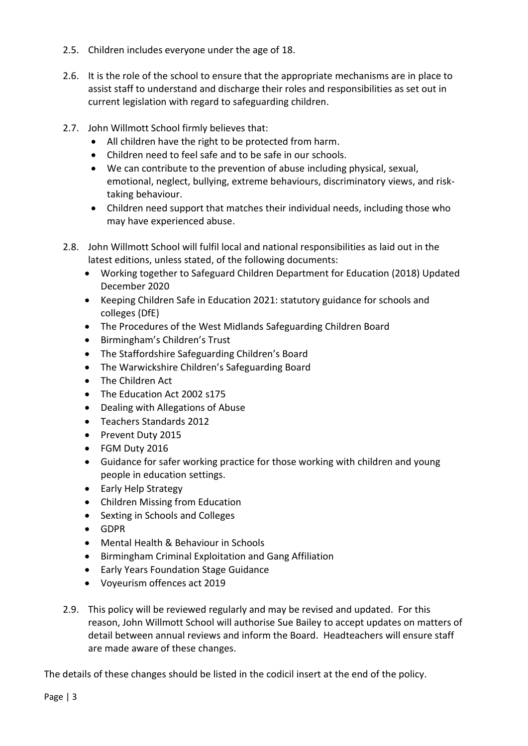2.5. Children includes everyone under the age of 18.

2.6. It is the role of the school to ensure that the appropriate mechanisms are in place to assist staff to understand and discharge their roles and responsibilities as set out in current legislation with regard to safeguarding children.

2.7. John Willmott School firmly believes that:

- All children have the right to be protected from harm.
- Children need to feel safe and to be safe in our schools.
- We can contribute to the prevention of abuse including physical, sexual, emotional, neglect, bullying, extreme behaviours, discriminatory views, and risk-taking behaviour.
- Children need support that matches their individual needs, including those who may have experienced abuse.

2.8. John Willmott School will fulfil local and national responsibilities as laid out in the latest editions, unless stated, of the following documents:

- Working together to Safeguard Children Department for Education (2018) Updated December 2020
- Keeping Children Safe in Education 2021: statutory guidance for schools and colleges (DfE)
- The Procedures of the West Midlands Safeguarding Children Board
- Birmingham's Children's Trust
- The Staffordshire Safeguarding Children's Board
- The Warwickshire Children's Safeguarding Board
- The Children Act
- The Education Act 2002 s175
- Dealing with Allegations of Abuse
- Teachers Standards 2012
- Prevent Duty 2015
- FGM Duty 2016
- Guidance for safer working practice for those working with children and young people in education settings.
- Early Help Strategy
- Children Missing from Education
- Sexting in Schools and Colleges
- GDPR
- Mental Health & Behaviour in Schools
- Birmingham Criminal Exploitation and Gang Affiliation
- Early Years Foundation Stage Guidance
- Voyeurism offences act 2019

2.9. This policy will be reviewed regularly and may be revised and updated. For this reason, John Willmott School will authorise Sue Bailey to accept updates on matters of detail between annual reviews and inform the Board. Headteachers will ensure staff are made aware of these changes.

The details of these changes should be listed in the codicil insert at the end of the policy.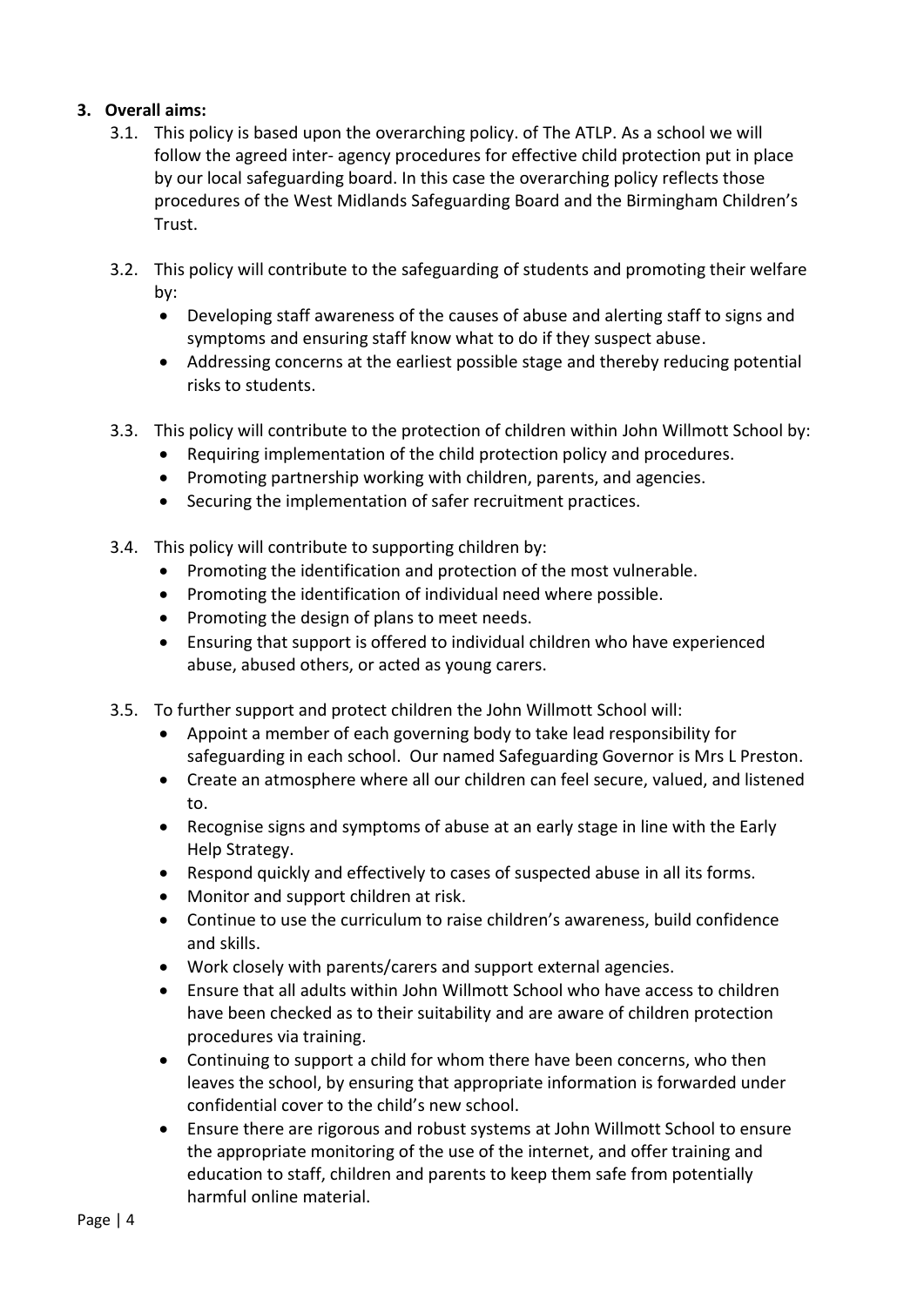**3. Overall aims:**

3.1. This policy is based upon the overarching policy. of The ATLP. As a school we will follow the agreed inter- agency procedures for effective child protection put in place by our local safeguarding board. In this case the overarching policy reflects those procedures of the West Midlands Safeguarding Board and the Birmingham Children's Trust.

3.2. This policy will contribute to the safeguarding of students and promoting their welfare by:

- Developing staff awareness of the causes of abuse and alerting staff to signs and symptoms and ensuring staff know what to do if they suspect abuse.
- Addressing concerns at the earliest possible stage and thereby reducing potential risks to students.

3.3. This policy will contribute to the protection of children within John Willmott School by:

- Requiring implementation of the child protection policy and procedures.
- Promoting partnership working with children, parents, and agencies.
- Securing the implementation of safer recruitment practices.

3.4. This policy will contribute to supporting children by:

- Promoting the identification and protection of the most vulnerable.
- Promoting the identification of individual need where possible.
- Promoting the design of plans to meet needs.
- Ensuring that support is offered to individual children who have experienced abuse, abused others, or acted as young carers.

3.5. To further support and protect children the John Willmott School will:

- Appoint a member of each governing body to take lead responsibility for safeguarding in each school. Our named Safeguarding Governor is Mrs L Preston.
- Create an atmosphere where all our children can feel secure, valued, and listened to.
- Recognise signs and symptoms of abuse at an early stage in line with the Early Help Strategy.
- Respond quickly and effectively to cases of suspected abuse in all its forms.
- Monitor and support children at risk.
- Continue to use the curriculum to raise children's awareness, build confidence and skills.
- Work closely with parents/carers and support external agencies.
- Ensure that all adults within John Willmott School who have access to children have been checked as to their suitability and are aware of children protection procedures via training.
- Continuing to support a child for whom there have been concerns, who then leaves the school, by ensuring that appropriate information is forwarded under confidential cover to the child's new school.
- Ensure there are rigorous and robust systems at John Willmott School to ensure the appropriate monitoring of the use of the internet, and offer training and education to staff, children and parents to keep them safe from potentially harmful online material.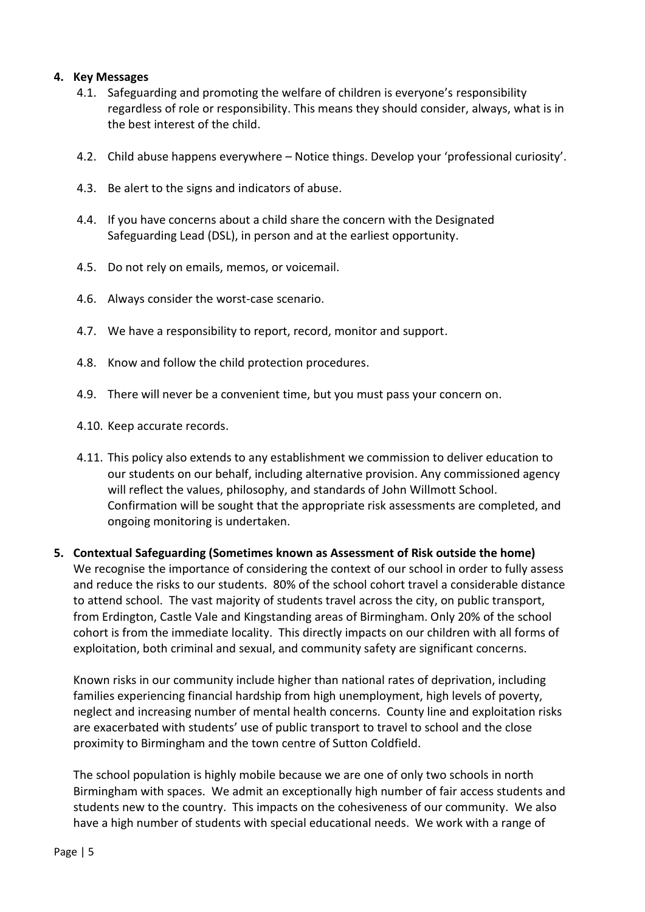## 4. Key Messages

4.1. Safeguarding and promoting the welfare of children is everyone's responsibility regardless of role or responsibility. This means they should consider, always, what is in the best interest of the child.

4.2. Child abuse happens everywhere – Notice things. Develop your 'professional curiosity'.

4.3. Be alert to the signs and indicators of abuse.

4.4. If you have concerns about a child share the concern with the Designated Safeguarding Lead (DSL), in person and at the earliest opportunity.

4.5. Do not rely on emails, memos, or voicemail.

4.6. Always consider the worst-case scenario.

4.7. We have a responsibility to report, record, monitor and support.

4.8. Know and follow the child protection procedures.

4.9. There will never be a convenient time, but you must pass your concern on.

4.10. Keep accurate records.

4.11. This policy also extends to any establishment we commission to deliver education to our students on our behalf, including alternative provision. Any commissioned agency will reflect the values, philosophy, and standards of John Willmott School. Confirmation will be sought that the appropriate risk assessments are completed, and ongoing monitoring is undertaken.

## 5. Contextual Safeguarding (Sometimes known as Assessment of Risk outside the home)

We recognise the importance of considering the context of our school in order to fully assess and reduce the risks to our students. 80% of the school cohort travel a considerable distance to attend school. The vast majority of students travel across the city, on public transport, from Erdington, Castle Vale and Kingstanding areas of Birmingham. Only 20% of the school cohort is from the immediate locality. This directly impacts on our children with all forms of exploitation, both criminal and sexual, and community safety are significant concerns.

Known risks in our community include higher than national rates of deprivation, including families experiencing financial hardship from high unemployment, high levels of poverty, neglect and increasing number of mental health concerns. County line and exploitation risks are exacerbated with students' use of public transport to travel to school and the close proximity to Birmingham and the town centre of Sutton Coldfield.

The school population is highly mobile because we are one of only two schools in north Birmingham with spaces. We admit an exceptionally high number of fair access students and students new to the country. This impacts on the cohesiveness of our community. We also have a high number of students with special educational needs. We work with a range of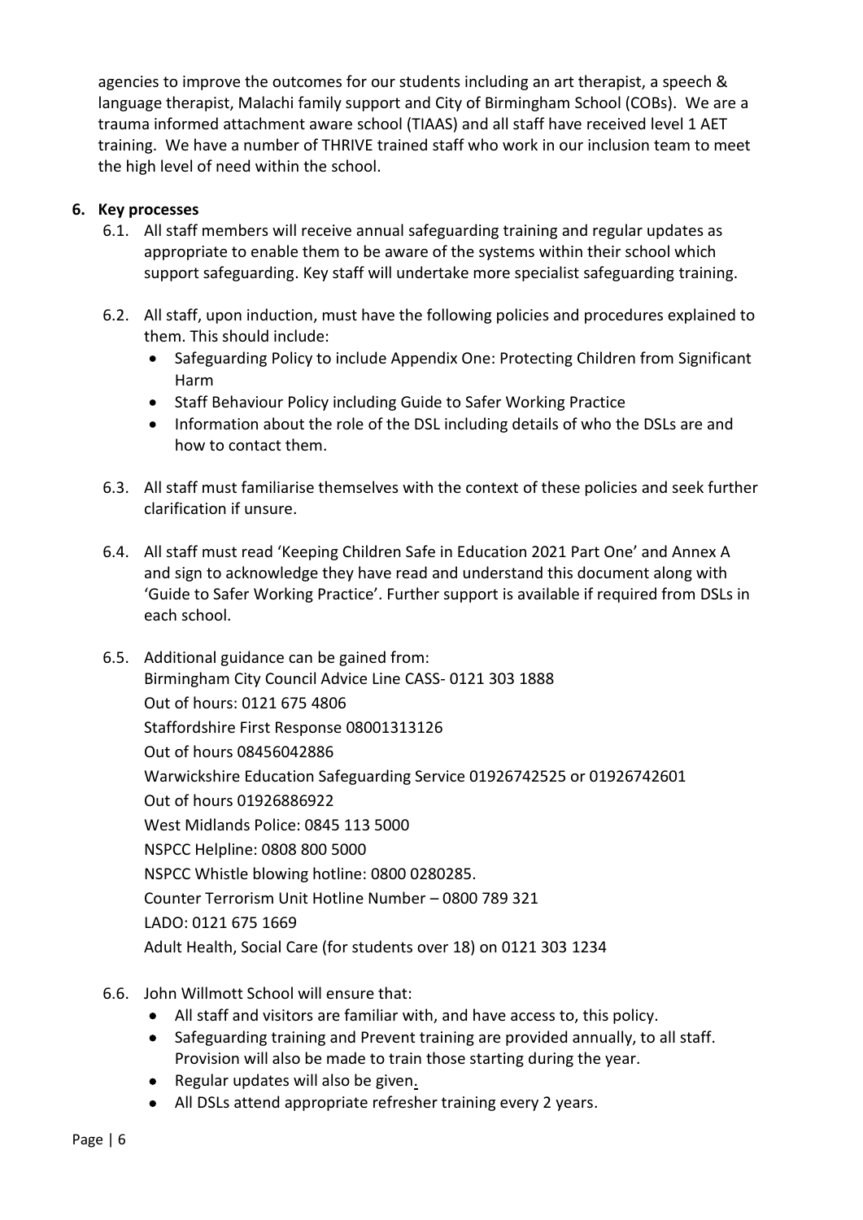agencies to improve the outcomes for our students including an art therapist, a speech & language therapist, Malachi family support and City of Birmingham School (COBs). We are a trauma informed attachment aware school (TIAAS) and all staff have received level 1 AET training. We have a number of THRIVE trained staff who work in our inclusion team to meet the high level of need within the school.

## 6. Key processes

6.1. All staff members will receive annual safeguarding training and regular updates as appropriate to enable them to be aware of the systems within their school which support safeguarding. Key staff will undertake more specialist safeguarding training.

6.2. All staff, upon induction, must have the following policies and procedures explained to them. This should include:

- Safeguarding Policy to include Appendix One: Protecting Children from Significant Harm
- Staff Behaviour Policy including Guide to Safer Working Practice
- Information about the role of the DSL including details of who the DSLs are and how to contact them.

6.3. All staff must familiarise themselves with the context of these policies and seek further clarification if unsure.

6.4. All staff must read 'Keeping Children Safe in Education 2021 Part One' and Annex A and sign to acknowledge they have read and understand this document along with 'Guide to Safer Working Practice'. Further support is available if required from DSLs in each school.

6.5. Additional guidance can be gained from:
Birmingham City Council Advice Line CASS- 0121 303 1888
Out of hours: 0121 675 4806
Staffordshire First Response 08001313126
Out of hours 08456042886
Warwickshire Education Safeguarding Service 01926742525 or 01926742601
Out of hours 01926886922
West Midlands Police: 0845 113 5000
NSPCC Helpline: 0808 800 5000
NSPCC Whistle blowing hotline: 0800 0280285.
Counter Terrorism Unit Hotline Number – 0800 789 321
LADO: 0121 675 1669
Adult Health, Social Care (for students over 18) on 0121 303 1234

6.6. John Willmott School will ensure that:

- All staff and visitors are familiar with, and have access to, this policy.
- Safeguarding training and Prevent training are provided annually, to all staff. Provision will also be made to train those starting during the year.
- Regular updates will also be given.
- All DSLs attend appropriate refresher training every 2 years.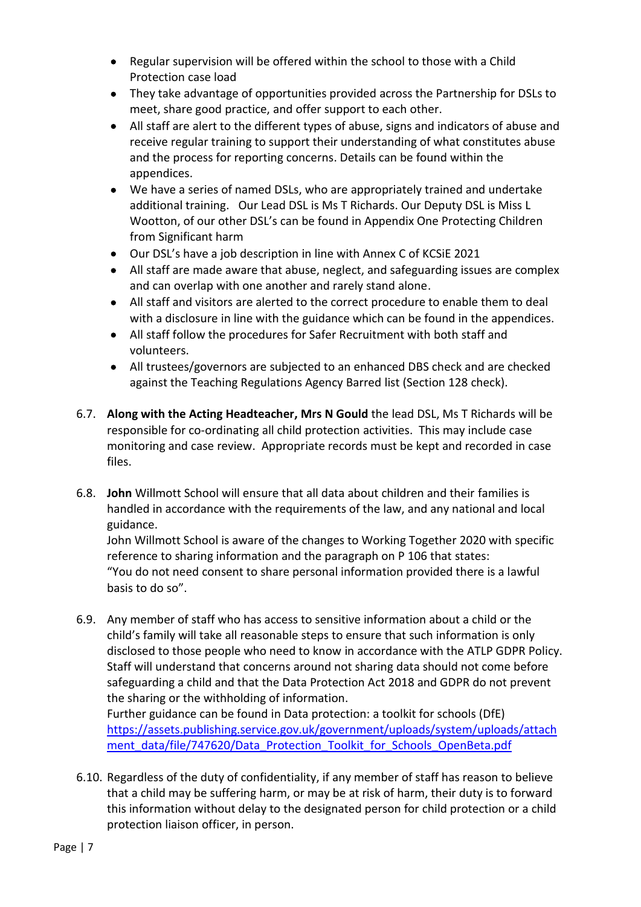- Regular supervision will be offered within the school to those with a Child Protection case load
- They take advantage of opportunities provided across the Partnership for DSLs to meet, share good practice, and offer support to each other.
- All staff are alert to the different types of abuse, signs and indicators of abuse and receive regular training to support their understanding of what constitutes abuse and the process for reporting concerns. Details can be found within the appendices.
- We have a series of named DSLs, who are appropriately trained and undertake additional training. Our Lead DSL is Ms T Richards. Our Deputy DSL is Miss L Wootton, of our other DSL's can be found in Appendix One Protecting Children from Significant harm
- Our DSL's have a job description in line with Annex C of KCSiE 2021
- All staff are made aware that abuse, neglect, and safeguarding issues are complex and can overlap with one another and rarely stand alone.
- All staff and visitors are alerted to the correct procedure to enable them to deal with a disclosure in line with the guidance which can be found in the appendices.
- All staff follow the procedures for Safer Recruitment with both staff and volunteers.
- All trustees/governors are subjected to an enhanced DBS check and are checked against the Teaching Regulations Agency Barred list (Section 128 check).

6.7. **Along with the Acting Headteacher, Mrs N Gould** the lead DSL, Ms T Richards will be responsible for co-ordinating all child protection activities. This may include case monitoring and case review. Appropriate records must be kept and recorded in case files.

6.8. **John** Willmott School will ensure that all data about children and their families is handled in accordance with the requirements of the law, and any national and local guidance.
John Willmott School is aware of the changes to Working Together 2020 with specific reference to sharing information and the paragraph on P 106 that states:
"You do not need consent to share personal information provided there is a lawful basis to do so".

6.9. Any member of staff who has access to sensitive information about a child or the child's family will take all reasonable steps to ensure that such information is only disclosed to those people who need to know in accordance with the ATLP GDPR Policy. Staff will understand that concerns around not sharing data should not come before safeguarding a child and that the Data Protection Act 2018 and GDPR do not prevent the sharing or the withholding of information.
Further guidance can be found in Data protection: a toolkit for schools (DfE) [https://assets.publishing.service.gov.uk/government/uploads/system/uploads/attachment_data/file/747620/Data_Protection_Toolkit_for_Schools_OpenBeta.pdf](https://assets.publishing.service.gov.uk/government/uploads/system/uploads/attachment_data/file/747620/Data_Protection_Toolkit_for_Schools_OpenBeta.pdf)

6.10. Regardless of the duty of confidentiality, if any member of staff has reason to believe that a child may be suffering harm, or may be at risk of harm, their duty is to forward this information without delay to the designated person for child protection or a child protection liaison officer, in person.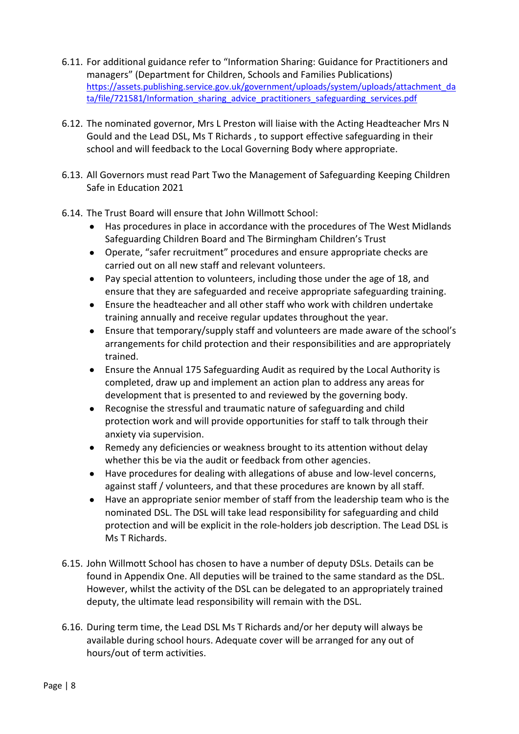6.11. For additional guidance refer to "Information Sharing: Guidance for Practitioners and managers" (Department for Children, Schools and Families Publications) https://assets.publishing.service.gov.uk/government/uploads/system/uploads/attachment_data/file/721581/Information_sharing_advice_practitioners_safeguarding_services.pdf

6.12. The nominated governor, Mrs L Preston will liaise with the Acting Headteacher Mrs N Gould and the Lead DSL, Ms T Richards , to support effective safeguarding in their school and will feedback to the Local Governing Body where appropriate.

6.13. All Governors must read Part Two the Management of Safeguarding Keeping Children Safe in Education 2021

6.14. The Trust Board will ensure that John Willmott School:

- Has procedures in place in accordance with the procedures of The West Midlands Safeguarding Children Board and The Birmingham Children's Trust
- Operate, "safer recruitment" procedures and ensure appropriate checks are carried out on all new staff and relevant volunteers.
- Pay special attention to volunteers, including those under the age of 18, and ensure that they are safeguarded and receive appropriate safeguarding training.
- Ensure the headteacher and all other staff who work with children undertake training annually and receive regular updates throughout the year.
- Ensure that temporary/supply staff and volunteers are made aware of the school's arrangements for child protection and their responsibilities and are appropriately trained.
- Ensure the Annual 175 Safeguarding Audit as required by the Local Authority is completed, draw up and implement an action plan to address any areas for development that is presented to and reviewed by the governing body.
- Recognise the stressful and traumatic nature of safeguarding and child protection work and will provide opportunities for staff to talk through their anxiety via supervision.
- Remedy any deficiencies or weakness brought to its attention without delay whether this be via the audit or feedback from other agencies.
- Have procedures for dealing with allegations of abuse and low-level concerns, against staff / volunteers, and that these procedures are known by all staff.
- Have an appropriate senior member of staff from the leadership team who is the nominated DSL. The DSL will take lead responsibility for safeguarding and child protection and will be explicit in the role-holders job description. The Lead DSL is Ms T Richards.

6.15. John Willmott School has chosen to have a number of deputy DSLs. Details can be found in Appendix One. All deputies will be trained to the same standard as the DSL. However, whilst the activity of the DSL can be delegated to an appropriately trained deputy, the ultimate lead responsibility will remain with the DSL.

6.16. During term time, the Lead DSL Ms T Richards and/or her deputy will always be available during school hours. Adequate cover will be arranged for any out of hours/out of term activities.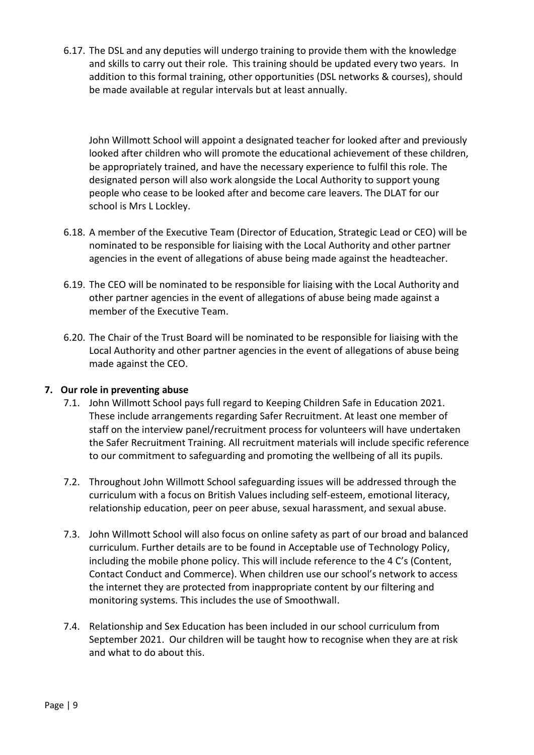6.17. The DSL and any deputies will undergo training to provide them with the knowledge and skills to carry out their role. This training should be updated every two years. In addition to this formal training, other opportunities (DSL networks & courses), should be made available at regular intervals but at least annually.

John Willmott School will appoint a designated teacher for looked after and previously looked after children who will promote the educational achievement of these children, be appropriately trained, and have the necessary experience to fulfil this role. The designated person will also work alongside the Local Authority to support young people who cease to be looked after and become care leavers. The DLAT for our school is Mrs L Lockley.

6.18. A member of the Executive Team (Director of Education, Strategic Lead or CEO) will be nominated to be responsible for liaising with the Local Authority and other partner agencies in the event of allegations of abuse being made against the headteacher.

6.19. The CEO will be nominated to be responsible for liaising with the Local Authority and other partner agencies in the event of allegations of abuse being made against a member of the Executive Team.

6.20. The Chair of the Trust Board will be nominated to be responsible for liaising with the Local Authority and other partner agencies in the event of allegations of abuse being made against the CEO.

## 7. Our role in preventing abuse

7.1. John Willmott School pays full regard to Keeping Children Safe in Education 2021. These include arrangements regarding Safer Recruitment. At least one member of staff on the interview panel/recruitment process for volunteers will have undertaken the Safer Recruitment Training. All recruitment materials will include specific reference to our commitment to safeguarding and promoting the wellbeing of all its pupils.

7.2. Throughout John Willmott School safeguarding issues will be addressed through the curriculum with a focus on British Values including self-esteem, emotional literacy, relationship education, peer on peer abuse, sexual harassment, and sexual abuse.

7.3. John Willmott School will also focus on online safety as part of our broad and balanced curriculum. Further details are to be found in Acceptable use of Technology Policy, including the mobile phone policy. This will include reference to the 4 C's (Content, Contact Conduct and Commerce). When children use our school's network to access the internet they are protected from inappropriate content by our filtering and monitoring systems. This includes the use of Smoothwall.

7.4. Relationship and Sex Education has been included in our school curriculum from September 2021. Our children will be taught how to recognise when they are at risk and what to do about this.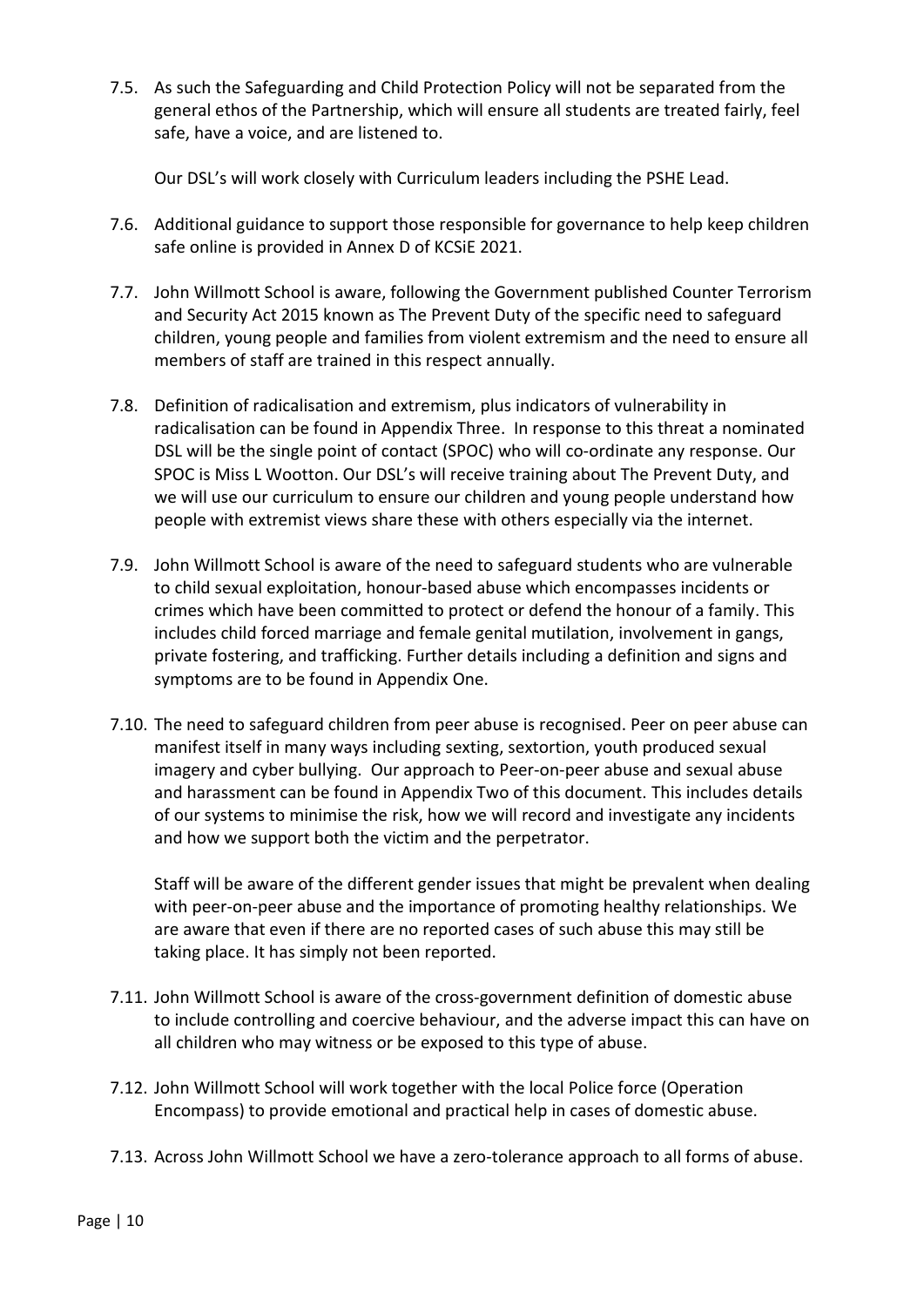7.5. As such the Safeguarding and Child Protection Policy will not be separated from the general ethos of the Partnership, which will ensure all students are treated fairly, feel safe, have a voice, and are listened to.

Our DSL's will work closely with Curriculum leaders including the PSHE Lead.

7.6. Additional guidance to support those responsible for governance to help keep children safe online is provided in Annex D of KCSiE 2021.

7.7. John Willmott School is aware, following the Government published Counter Terrorism and Security Act 2015 known as The Prevent Duty of the specific need to safeguard children, young people and families from violent extremism and the need to ensure all members of staff are trained in this respect annually.

7.8. Definition of radicalisation and extremism, plus indicators of vulnerability in radicalisation can be found in Appendix Three. In response to this threat a nominated DSL will be the single point of contact (SPOC) who will co-ordinate any response. Our SPOC is Miss L Wootton. Our DSL's will receive training about The Prevent Duty, and we will use our curriculum to ensure our children and young people understand how people with extremist views share these with others especially via the internet.

7.9. John Willmott School is aware of the need to safeguard students who are vulnerable to child sexual exploitation, honour-based abuse which encompasses incidents or crimes which have been committed to protect or defend the honour of a family. This includes child forced marriage and female genital mutilation, involvement in gangs, private fostering, and trafficking. Further details including a definition and signs and symptoms are to be found in Appendix One.

7.10. The need to safeguard children from peer abuse is recognised. Peer on peer abuse can manifest itself in many ways including sexting, sextortion, youth produced sexual imagery and cyber bullying. Our approach to Peer-on-peer abuse and sexual abuse and harassment can be found in Appendix Two of this document. This includes details of our systems to minimise the risk, how we will record and investigate any incidents and how we support both the victim and the perpetrator.

Staff will be aware of the different gender issues that might be prevalent when dealing with peer-on-peer abuse and the importance of promoting healthy relationships. We are aware that even if there are no reported cases of such abuse this may still be taking place. It has simply not been reported.

7.11. John Willmott School is aware of the cross-government definition of domestic abuse to include controlling and coercive behaviour, and the adverse impact this can have on all children who may witness or be exposed to this type of abuse.

7.12. John Willmott School will work together with the local Police force (Operation Encompass) to provide emotional and practical help in cases of domestic abuse.

7.13. Across John Willmott School we have a zero-tolerance approach to all forms of abuse.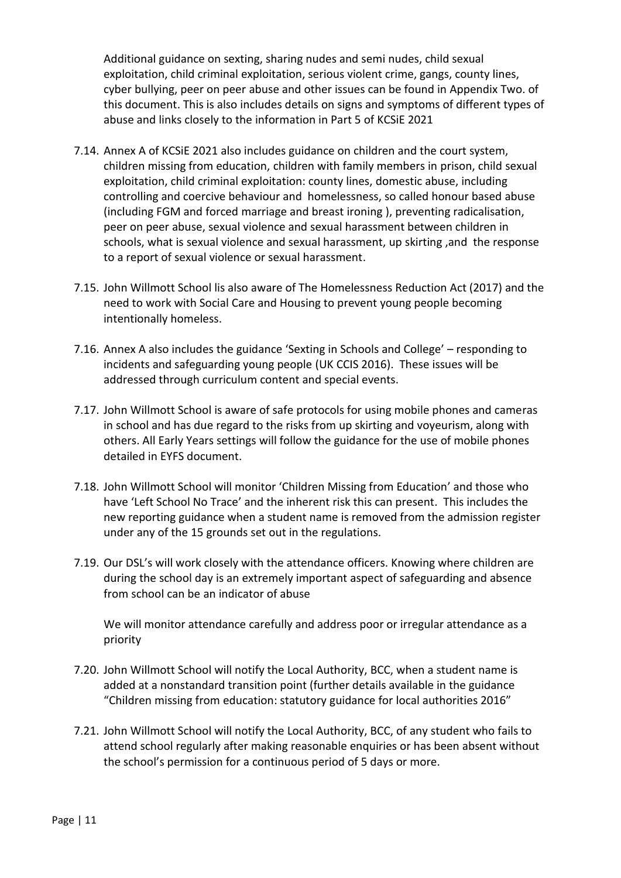Additional guidance on sexting, sharing nudes and semi nudes, child sexual exploitation, child criminal exploitation, serious violent crime, gangs, county lines, cyber bullying, peer on peer abuse and other issues can be found in Appendix Two. of this document. This is also includes details on signs and symptoms of different types of abuse and links closely to the information in Part 5 of KCSiE 2021

7.14. Annex A of KCSiE 2021 also includes guidance on children and the court system, children missing from education, children with family members in prison, child sexual exploitation, child criminal exploitation: county lines, domestic abuse, including controlling and coercive behaviour and homelessness, so called honour based abuse (including FGM and forced marriage and breast ironing ), preventing radicalisation, peer on peer abuse, sexual violence and sexual harassment between children in schools, what is sexual violence and sexual harassment, up skirting ,and the response to a report of sexual violence or sexual harassment.

7.15. John Willmott School Iis also aware of The Homelessness Reduction Act (2017) and the need to work with Social Care and Housing to prevent young people becoming intentionally homeless.

7.16. Annex A also includes the guidance 'Sexting in Schools and College' – responding to incidents and safeguarding young people (UK CCIS 2016). These issues will be addressed through curriculum content and special events.

7.17. John Willmott School is aware of safe protocols for using mobile phones and cameras in school and has due regard to the risks from up skirting and voyeurism, along with others. All Early Years settings will follow the guidance for the use of mobile phones detailed in EYFS document.

7.18. John Willmott School will monitor 'Children Missing from Education' and those who have 'Left School No Trace' and the inherent risk this can present. This includes the new reporting guidance when a student name is removed from the admission register under any of the 15 grounds set out in the regulations.

7.19. Our DSL's will work closely with the attendance officers. Knowing where children are during the school day is an extremely important aspect of safeguarding and absence from school can be an indicator of abuse

We will monitor attendance carefully and address poor or irregular attendance as a priority

7.20. John Willmott School will notify the Local Authority, BCC, when a student name is added at a nonstandard transition point (further details available in the guidance "Children missing from education: statutory guidance for local authorities 2016"

7.21. John Willmott School will notify the Local Authority, BCC, of any student who fails to attend school regularly after making reasonable enquiries or has been absent without the school's permission for a continuous period of 5 days or more.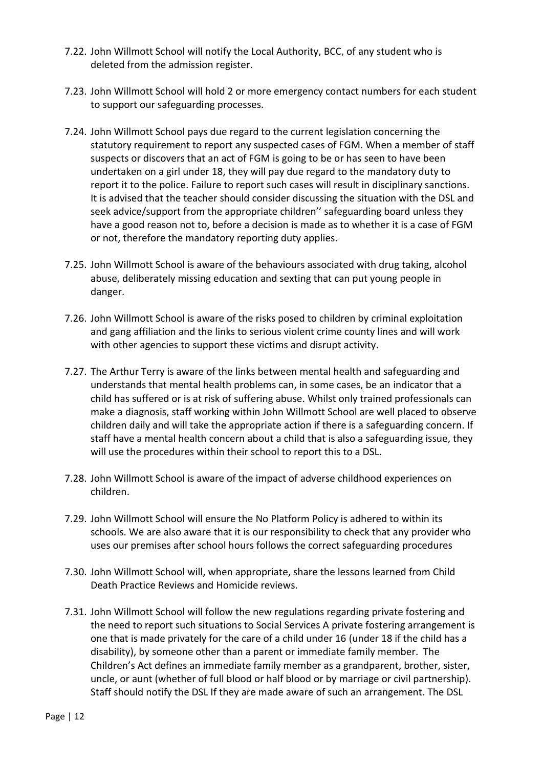7.22. John Willmott School will notify the Local Authority, BCC, of any student who is deleted from the admission register.

7.23. John Willmott School will hold 2 or more emergency contact numbers for each student to support our safeguarding processes.

7.24. John Willmott School pays due regard to the current legislation concerning the statutory requirement to report any suspected cases of FGM. When a member of staff suspects or discovers that an act of FGM is going to be or has seen to have been undertaken on a girl under 18, they will pay due regard to the mandatory duty to report it to the police. Failure to report such cases will result in disciplinary sanctions. It is advised that the teacher should consider discussing the situation with the DSL and seek advice/support from the appropriate children'' safeguarding board unless they have a good reason not to, before a decision is made as to whether it is a case of FGM or not, therefore the mandatory reporting duty applies.

7.25. John Willmott School is aware of the behaviours associated with drug taking, alcohol abuse, deliberately missing education and sexting that can put young people in danger.

7.26. John Willmott School is aware of the risks posed to children by criminal exploitation and gang affiliation and the links to serious violent crime county lines and will work with other agencies to support these victims and disrupt activity.

7.27. The Arthur Terry is aware of the links between mental health and safeguarding and understands that mental health problems can, in some cases, be an indicator that a child has suffered or is at risk of suffering abuse. Whilst only trained professionals can make a diagnosis, staff working within John Willmott School are well placed to observe children daily and will take the appropriate action if there is a safeguarding concern. If staff have a mental health concern about a child that is also a safeguarding issue, they will use the procedures within their school to report this to a DSL.

7.28. John Willmott School is aware of the impact of adverse childhood experiences on children.

7.29. John Willmott School will ensure the No Platform Policy is adhered to within its schools. We are also aware that it is our responsibility to check that any provider who uses our premises after school hours follows the correct safeguarding procedures

7.30. John Willmott School will, when appropriate, share the lessons learned from Child Death Practice Reviews and Homicide reviews.

7.31. John Willmott School will follow the new regulations regarding private fostering and the need to report such situations to Social Services A private fostering arrangement is one that is made privately for the care of a child under 16 (under 18 if the child has a disability), by someone other than a parent or immediate family member. The Children's Act defines an immediate family member as a grandparent, brother, sister, uncle, or aunt (whether of full blood or half blood or by marriage or civil partnership). Staff should notify the DSL If they are made aware of such an arrangement. The DSL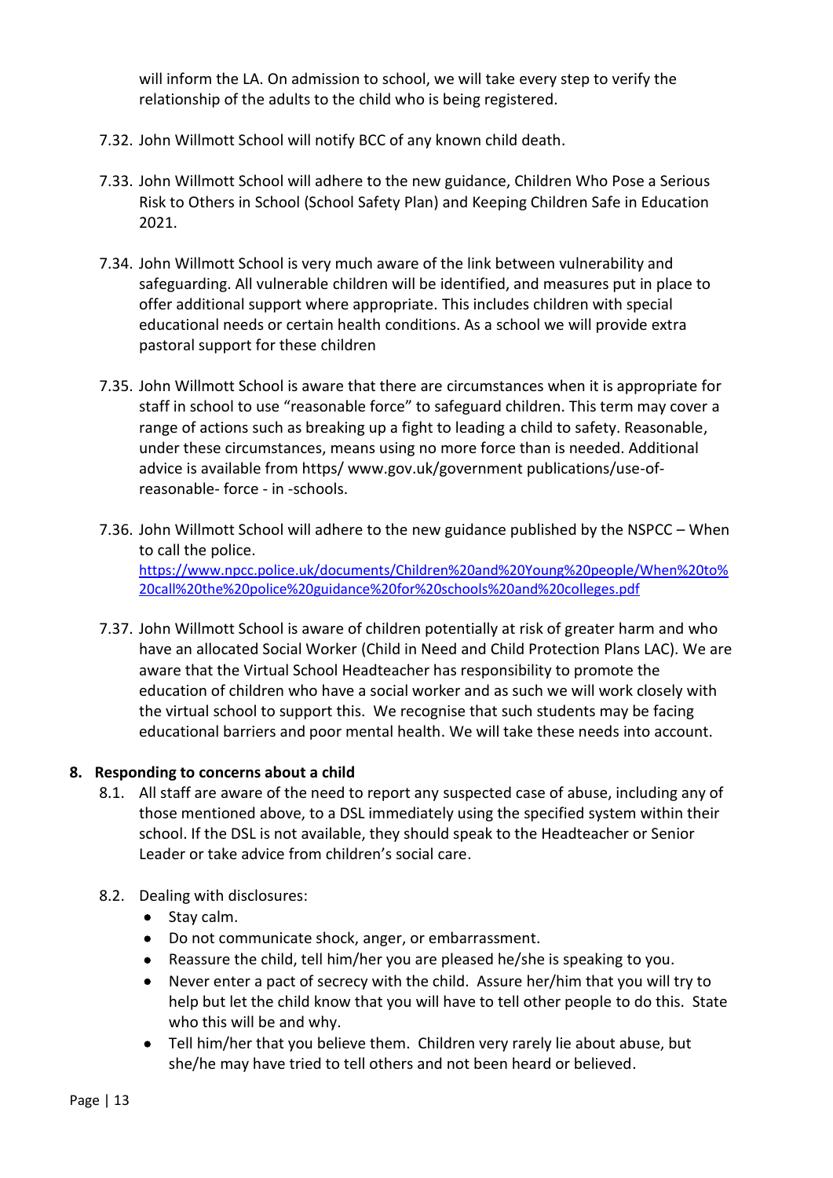will inform the LA. On admission to school, we will take every step to verify the relationship of the adults to the child who is being registered.

7.32. John Willmott School will notify BCC of any known child death.

7.33. John Willmott School will adhere to the new guidance, Children Who Pose a Serious Risk to Others in School (School Safety Plan) and Keeping Children Safe in Education 2021.

7.34. John Willmott School is very much aware of the link between vulnerability and safeguarding. All vulnerable children will be identified, and measures put in place to offer additional support where appropriate. This includes children with special educational needs or certain health conditions. As a school we will provide extra pastoral support for these children

7.35. John Willmott School is aware that there are circumstances when it is appropriate for staff in school to use "reasonable force" to safeguard children. This term may cover a range of actions such as breaking up a fight to leading a child to safety. Reasonable, under these circumstances, means using no more force than is needed. Additional advice is available from https/ www.gov.uk/government publications/use-of-reasonable- force - in -schools.

7.36. John Willmott School will adhere to the new guidance published by the NSPCC – When to call the police.
[https://www.npcc.police.uk/documents/Children%20and%20Young%20people/When%20to%20call%20the%20police%20guidance%20for%20schools%20and%20colleges.pdf](https://www.npcc.police.uk/documents/Children%20and%20Young%20people/When%20to%20call%20the%20police%20guidance%20for%20schools%20and%20colleges.pdf)

7.37. John Willmott School is aware of children potentially at risk of greater harm and who have an allocated Social Worker (Child in Need and Child Protection Plans LAC). We are aware that the Virtual School Headteacher has responsibility to promote the education of children who have a social worker and as such we will work closely with the virtual school to support this. We recognise that such students may be facing educational barriers and poor mental health. We will take these needs into account.

## 8. Responding to concerns about a child

8.1. All staff are aware of the need to report any suspected case of abuse, including any of those mentioned above, to a DSL immediately using the specified system within their school. If the DSL is not available, they should speak to the Headteacher or Senior Leader or take advice from children's social care.

8.2. Dealing with disclosures:

- Stay calm.
- Do not communicate shock, anger, or embarrassment.
- Reassure the child, tell him/her you are pleased he/she is speaking to you.
- Never enter a pact of secrecy with the child. Assure her/him that you will try to help but let the child know that you will have to tell other people to do this. State who this will be and why.
- Tell him/her that you believe them. Children very rarely lie about abuse, but she/he may have tried to tell others and not been heard or believed.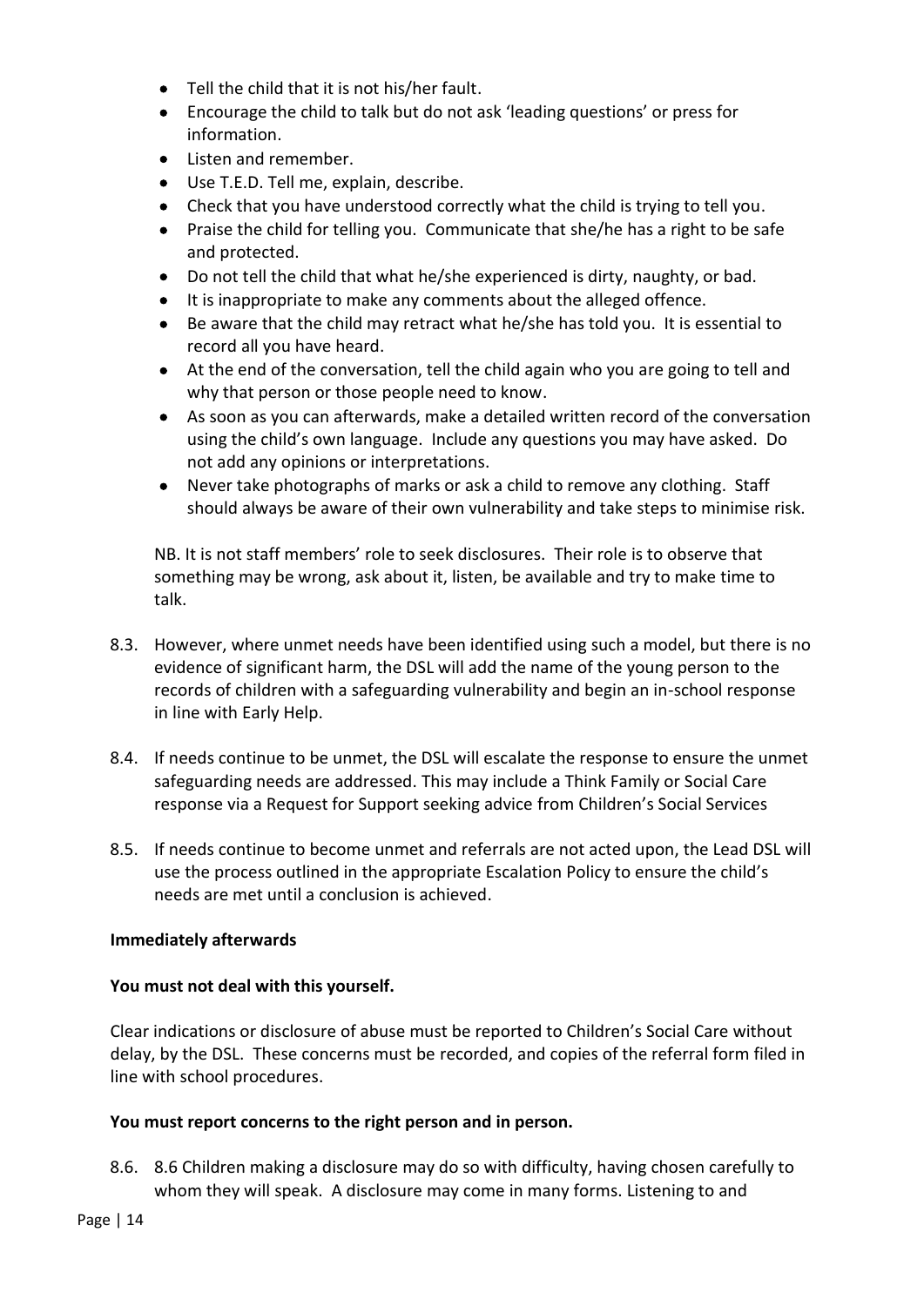- Tell the child that it is not his/her fault.
- Encourage the child to talk but do not ask 'leading questions' or press for information.
- Listen and remember.
- Use T.E.D. Tell me, explain, describe.
- Check that you have understood correctly what the child is trying to tell you.
- Praise the child for telling you. Communicate that she/he has a right to be safe and protected.
- Do not tell the child that what he/she experienced is dirty, naughty, or bad.
- It is inappropriate to make any comments about the alleged offence.
- Be aware that the child may retract what he/she has told you. It is essential to record all you have heard.
- At the end of the conversation, tell the child again who you are going to tell and why that person or those people need to know.
- As soon as you can afterwards, make a detailed written record of the conversation using the child's own language. Include any questions you may have asked. Do not add any opinions or interpretations.
- Never take photographs of marks or ask a child to remove any clothing. Staff should always be aware of their own vulnerability and take steps to minimise risk.

NB. It is not staff members' role to seek disclosures. Their role is to observe that something may be wrong, ask about it, listen, be available and try to make time to talk.

8.3. However, where unmet needs have been identified using such a model, but there is no evidence of significant harm, the DSL will add the name of the young person to the records of children with a safeguarding vulnerability and begin an in-school response in line with Early Help.

8.4. If needs continue to be unmet, the DSL will escalate the response to ensure the unmet safeguarding needs are addressed. This may include a Think Family or Social Care response via a Request for Support seeking advice from Children's Social Services

8.5. If needs continue to become unmet and referrals are not acted upon, the Lead DSL will use the process outlined in the appropriate Escalation Policy to ensure the child's needs are met until a conclusion is achieved.

**Immediately afterwards**

**You must not deal with this yourself.**

Clear indications or disclosure of abuse must be reported to Children's Social Care without delay, by the DSL. These concerns must be recorded, and copies of the referral form filed in line with school procedures.

**You must report concerns to the right person and in person.**

8.6. 8.6 Children making a disclosure may do so with difficulty, having chosen carefully to whom they will speak. A disclosure may come in many forms. Listening to and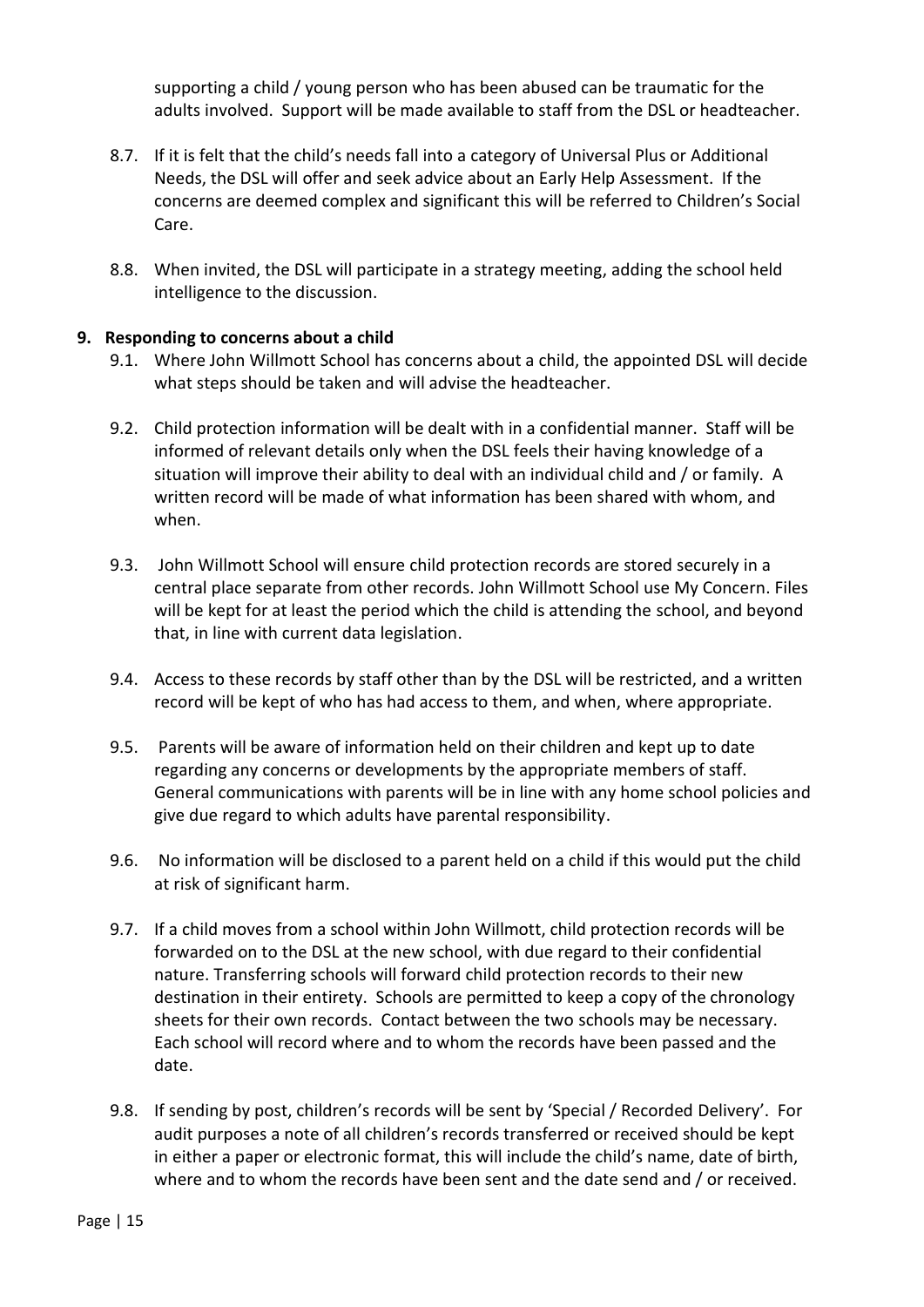supporting a child / young person who has been abused can be traumatic for the adults involved. Support will be made available to staff from the DSL or headteacher.

8.7. If it is felt that the child's needs fall into a category of Universal Plus or Additional Needs, the DSL will offer and seek advice about an Early Help Assessment. If the concerns are deemed complex and significant this will be referred to Children's Social Care.

8.8. When invited, the DSL will participate in a strategy meeting, adding the school held intelligence to the discussion.

## 9. Responding to concerns about a child

9.1. Where John Willmott School has concerns about a child, the appointed DSL will decide what steps should be taken and will advise the headteacher.

9.2. Child protection information will be dealt with in a confidential manner. Staff will be informed of relevant details only when the DSL feels their having knowledge of a situation will improve their ability to deal with an individual child and / or family. A written record will be made of what information has been shared with whom, and when.

9.3. John Willmott School will ensure child protection records are stored securely in a central place separate from other records. John Willmott School use My Concern. Files will be kept for at least the period which the child is attending the school, and beyond that, in line with current data legislation.

9.4. Access to these records by staff other than by the DSL will be restricted, and a written record will be kept of who has had access to them, and when, where appropriate.

9.5. Parents will be aware of information held on their children and kept up to date regarding any concerns or developments by the appropriate members of staff. General communications with parents will be in line with any home school policies and give due regard to which adults have parental responsibility.

9.6. No information will be disclosed to a parent held on a child if this would put the child at risk of significant harm.

9.7. If a child moves from a school within John Willmott, child protection records will be forwarded on to the DSL at the new school, with due regard to their confidential nature. Transferring schools will forward child protection records to their new destination in their entirety. Schools are permitted to keep a copy of the chronology sheets for their own records. Contact between the two schools may be necessary. Each school will record where and to whom the records have been passed and the date.

9.8. If sending by post, children's records will be sent by 'Special / Recorded Delivery'. For audit purposes a note of all children's records transferred or received should be kept in either a paper or electronic format, this will include the child's name, date of birth, where and to whom the records have been sent and the date send and / or received.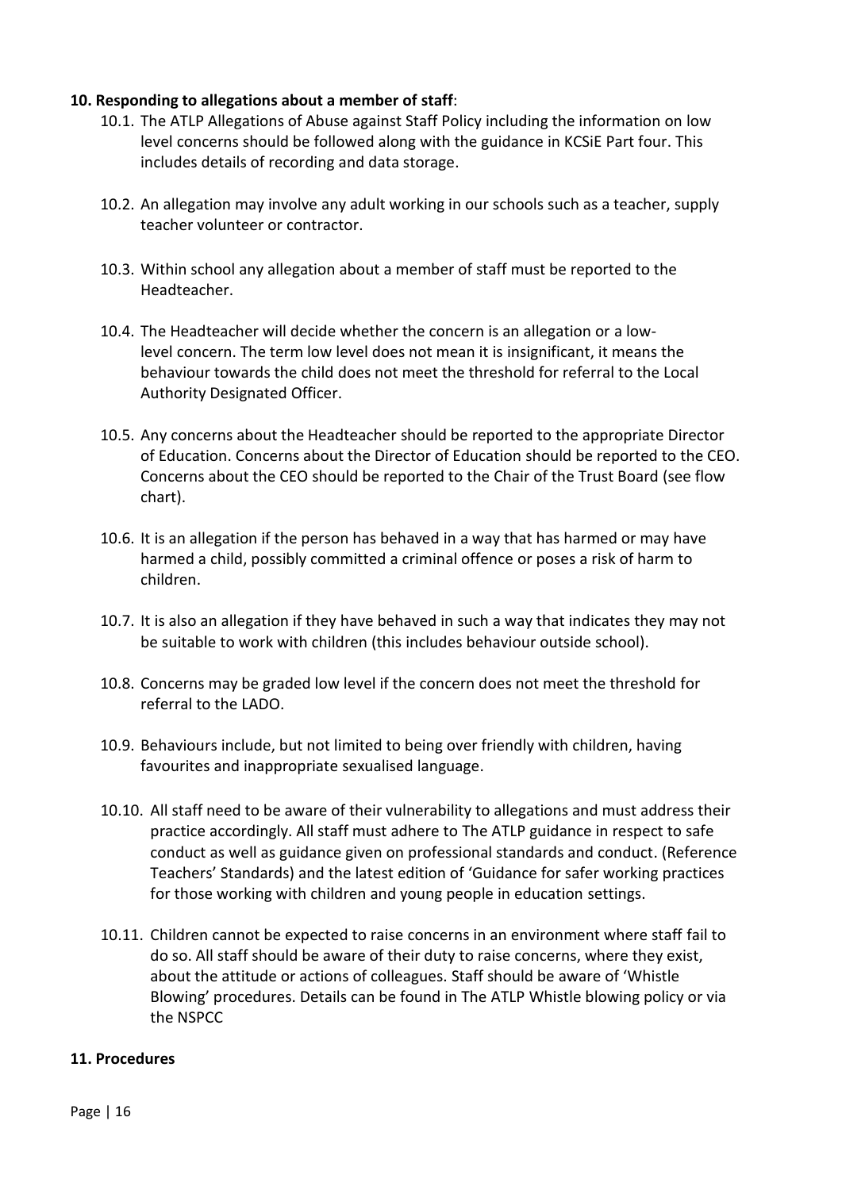**10. Responding to allegations about a member of staff**:

10.1. The ATLP Allegations of Abuse against Staff Policy including the information on low level concerns should be followed along with the guidance in KCSiE Part four. This includes details of recording and data storage.

10.2. An allegation may involve any adult working in our schools such as a teacher, supply teacher volunteer or contractor.

10.3. Within school any allegation about a member of staff must be reported to the Headteacher.

10.4. The Headteacher will decide whether the concern is an allegation or a low-level concern. The term low level does not mean it is insignificant, it means the behaviour towards the child does not meet the threshold for referral to the Local Authority Designated Officer.

10.5. Any concerns about the Headteacher should be reported to the appropriate Director of Education. Concerns about the Director of Education should be reported to the CEO. Concerns about the CEO should be reported to the Chair of the Trust Board (see flow chart).

10.6. It is an allegation if the person has behaved in a way that has harmed or may have harmed a child, possibly committed a criminal offence or poses a risk of harm to children.

10.7. It is also an allegation if they have behaved in such a way that indicates they may not be suitable to work with children (this includes behaviour outside school).

10.8. Concerns may be graded low level if the concern does not meet the threshold for referral to the LADO.

10.9. Behaviours include, but not limited to being over friendly with children, having favourites and inappropriate sexualised language.

10.10. All staff need to be aware of their vulnerability to allegations and must address their practice accordingly. All staff must adhere to The ATLP guidance in respect to safe conduct as well as guidance given on professional standards and conduct. (Reference Teachers' Standards) and the latest edition of 'Guidance for safer working practices for those working with children and young people in education settings.

10.11. Children cannot be expected to raise concerns in an environment where staff fail to do so. All staff should be aware of their duty to raise concerns, where they exist, about the attitude or actions of colleagues. Staff should be aware of 'Whistle Blowing' procedures. Details can be found in The ATLP Whistle blowing policy or via the NSPCC

**11. Procedures**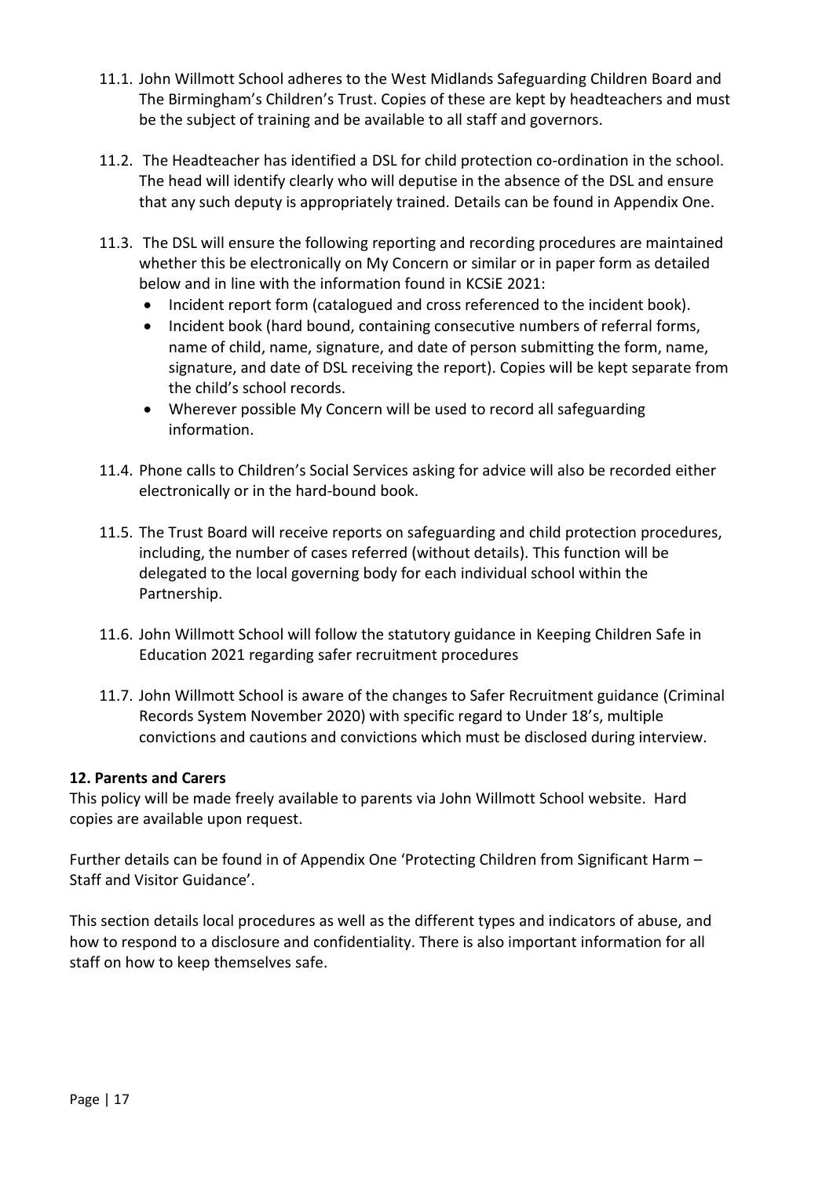11.1. John Willmott School adheres to the West Midlands Safeguarding Children Board and The Birmingham's Children's Trust. Copies of these are kept by headteachers and must be the subject of training and be available to all staff and governors.

11.2. The Headteacher has identified a DSL for child protection co-ordination in the school. The head will identify clearly who will deputise in the absence of the DSL and ensure that any such deputy is appropriately trained. Details can be found in Appendix One.

11.3. The DSL will ensure the following reporting and recording procedures are maintained whether this be electronically on My Concern or similar or in paper form as detailed below and in line with the information found in KCSiE 2021:

- Incident report form (catalogued and cross referenced to the incident book).
- Incident book (hard bound, containing consecutive numbers of referral forms, name of child, name, signature, and date of person submitting the form, name, signature, and date of DSL receiving the report). Copies will be kept separate from the child's school records.
- Wherever possible My Concern will be used to record all safeguarding information.

11.4. Phone calls to Children's Social Services asking for advice will also be recorded either electronically or in the hard-bound book.

11.5. The Trust Board will receive reports on safeguarding and child protection procedures, including, the number of cases referred (without details). This function will be delegated to the local governing body for each individual school within the Partnership.

11.6. John Willmott School will follow the statutory guidance in Keeping Children Safe in Education 2021 regarding safer recruitment procedures

11.7. John Willmott School is aware of the changes to Safer Recruitment guidance (Criminal Records System November 2020) with specific regard to Under 18's, multiple convictions and cautions and convictions which must be disclosed during interview.

**12. Parents and Carers**

This policy will be made freely available to parents via John Willmott School website. Hard copies are available upon request.

Further details can be found in of Appendix One 'Protecting Children from Significant Harm – Staff and Visitor Guidance'.

This section details local procedures as well as the different types and indicators of abuse, and how to respond to a disclosure and confidentiality. There is also important information for all staff on how to keep themselves safe.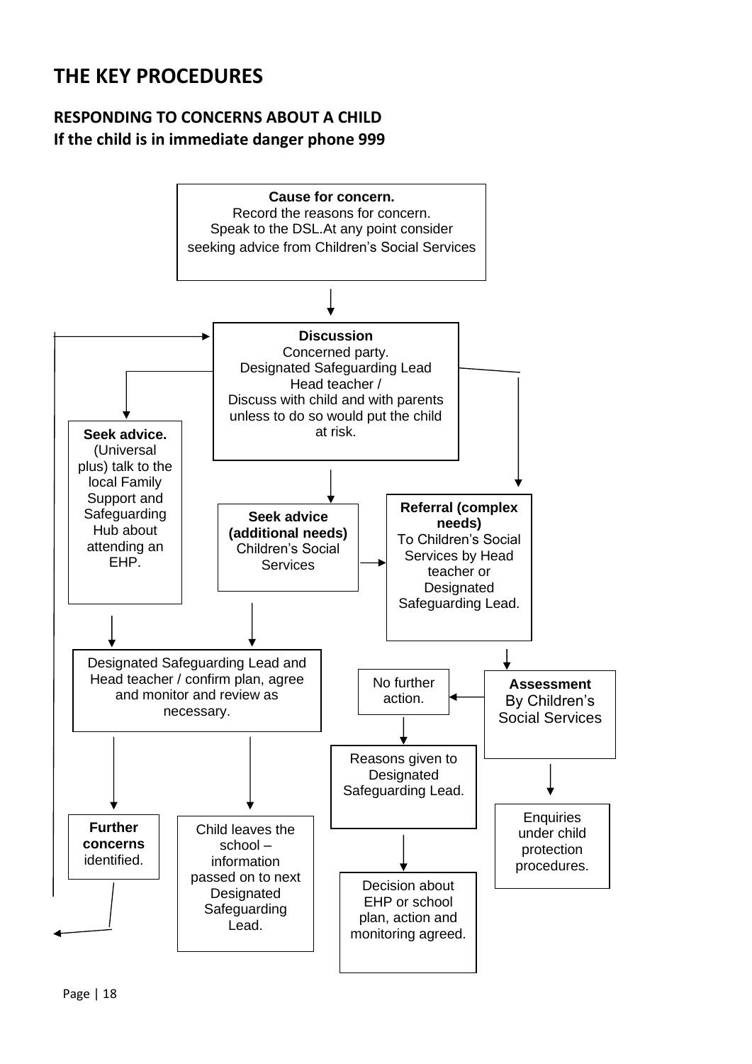# THE KEY PROCEDURES

## RESPONDING TO CONCERNS ABOUT A CHILD

## If the child is in immediate danger phone 999

**Cause for concern.**
Record the reasons for concern.
Speak to the DSL.At any point consider seeking advice from Children's Social Services

**Discussion**
Concerned party.
Designated Safeguarding Lead
Head teacher /
Discuss with child and with parents unless to do so would put the child at risk.

**Seek advice.**
(Universal plus) talk to the local Family Support and Safeguarding Hub about attending an EHP.

**Seek advice (additional needs)**
Children's Social Services

**Referral (complex needs)**
To Children's Social Services by Head teacher or Designated Safeguarding Lead.

Designated Safeguarding Lead and Head teacher / confirm plan, agree and monitor and review as necessary.

No further action.

**Assessment**
By Children's Social Services

Reasons given to Designated Safeguarding Lead.

**Further concerns** identified.

Child leaves the school – information passed on to next Designated Safeguarding Lead.

Decision about EHP or school plan, action and monitoring agreed.

Enquiries under child protection procedures.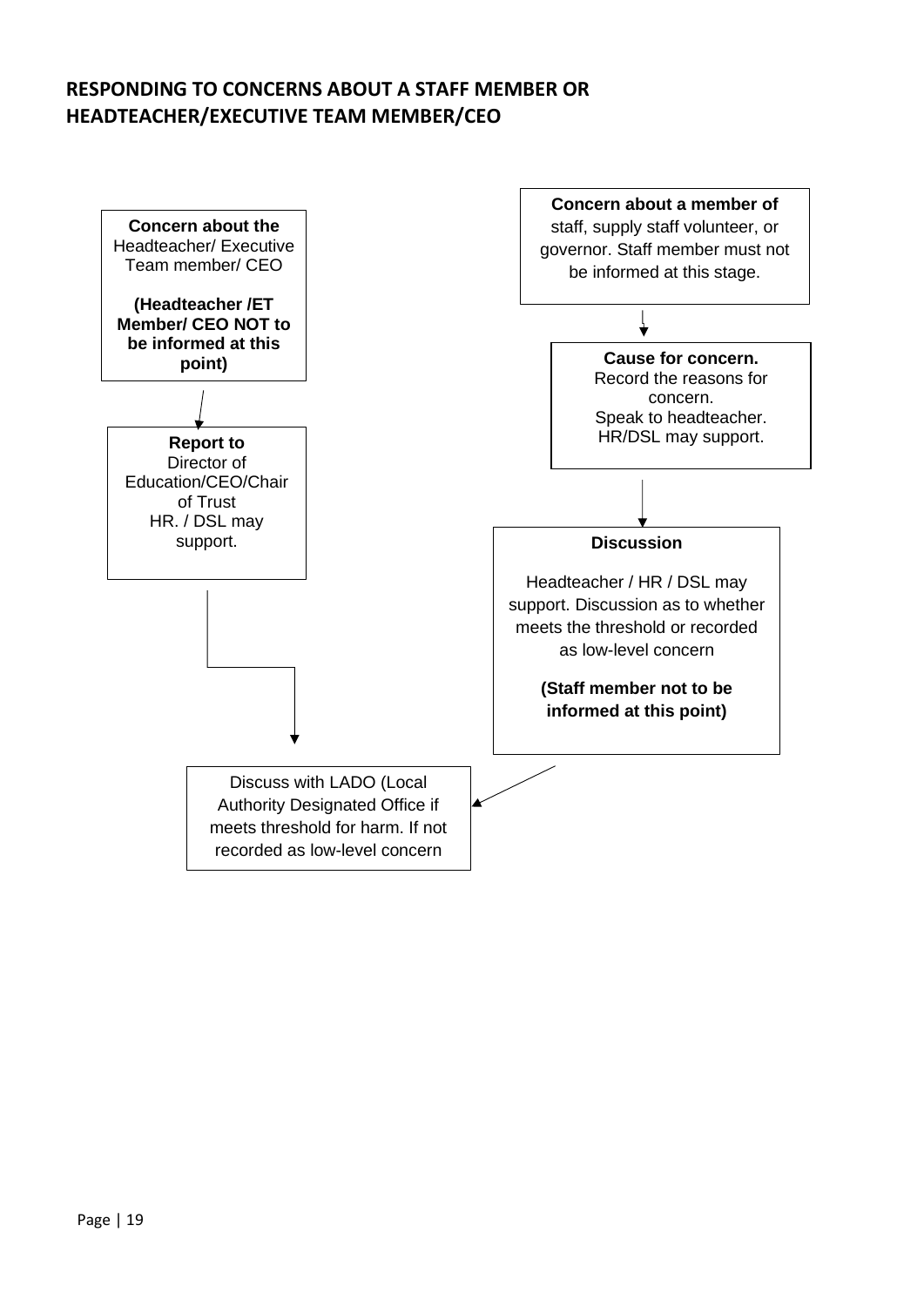## RESPONDING TO CONCERNS ABOUT A STAFF MEMBER OR HEADTEACHER/EXECUTIVE TEAM MEMBER/CEO

**Concern about the** Headteacher/ Executive Team member/ CEO

**(Headteacher /ET Member/ CEO NOT to be informed at this point)**

↓

**Report to** Director of Education/CEO/Chair of Trust
HR. / DSL may support.

↓

**Concern about a member of** staff, supply staff volunteer, or governor. Staff member must not be informed at this stage.

↓

**Cause for concern.**
Record the reasons for concern.
Speak to headteacher.
HR/DSL may support.

↓

**Discussion**

Headteacher / HR / DSL may support. Discussion as to whether meets the threshold or recorded as low-level concern

**(Staff member not to be informed at this point)**

↓

Discuss with LADO (Local Authority Designated Office if meets threshold for harm. If not recorded as low-level concern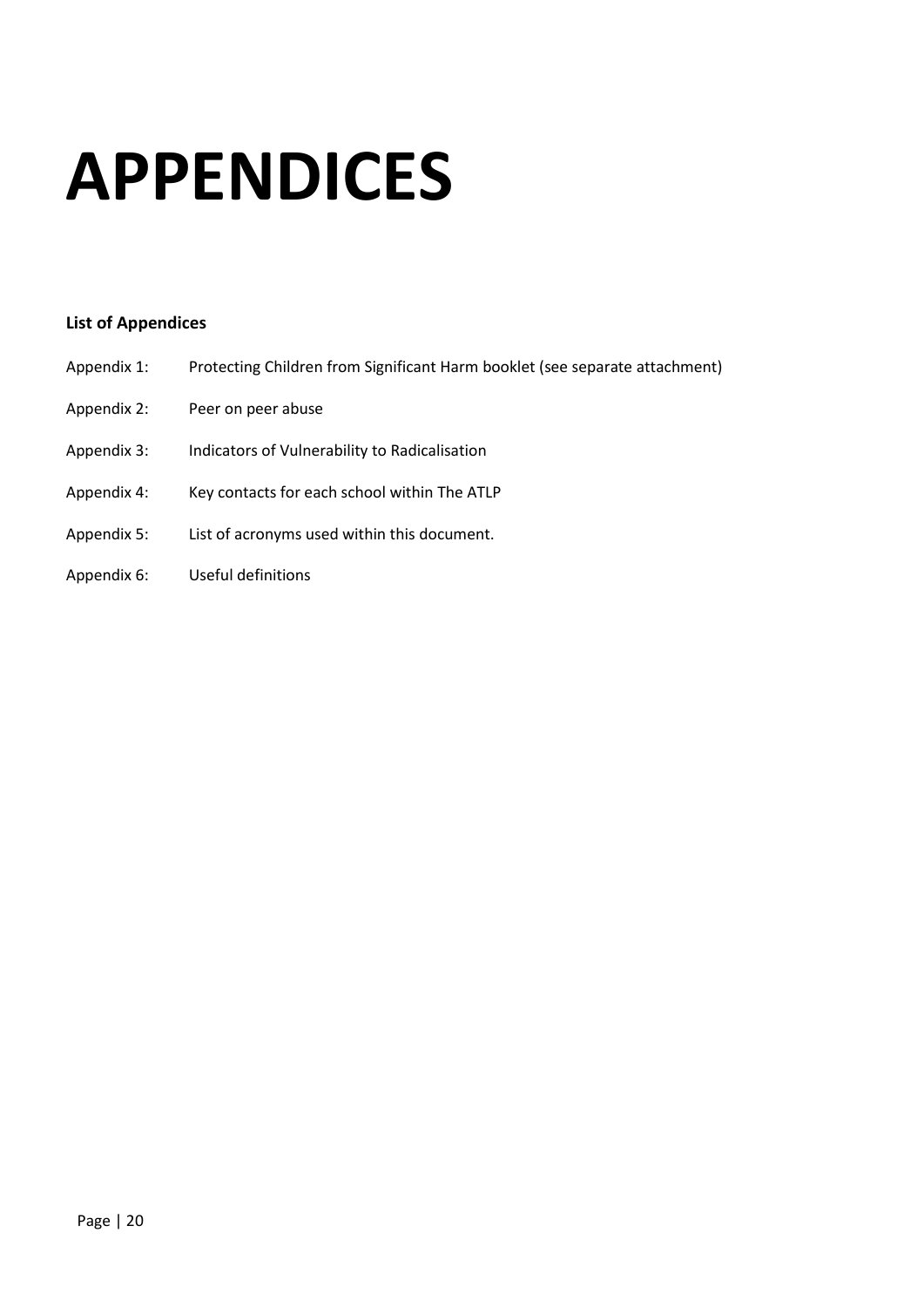# APPENDICES

**List of Appendices**

Appendix 1: Protecting Children from Significant Harm booklet (see separate attachment)

Appendix 2: Peer on peer abuse

Appendix 3: Indicators of Vulnerability to Radicalisation

Appendix 4: Key contacts for each school within The ATLP

Appendix 5: List of acronyms used within this document.

Appendix 6: Useful definitions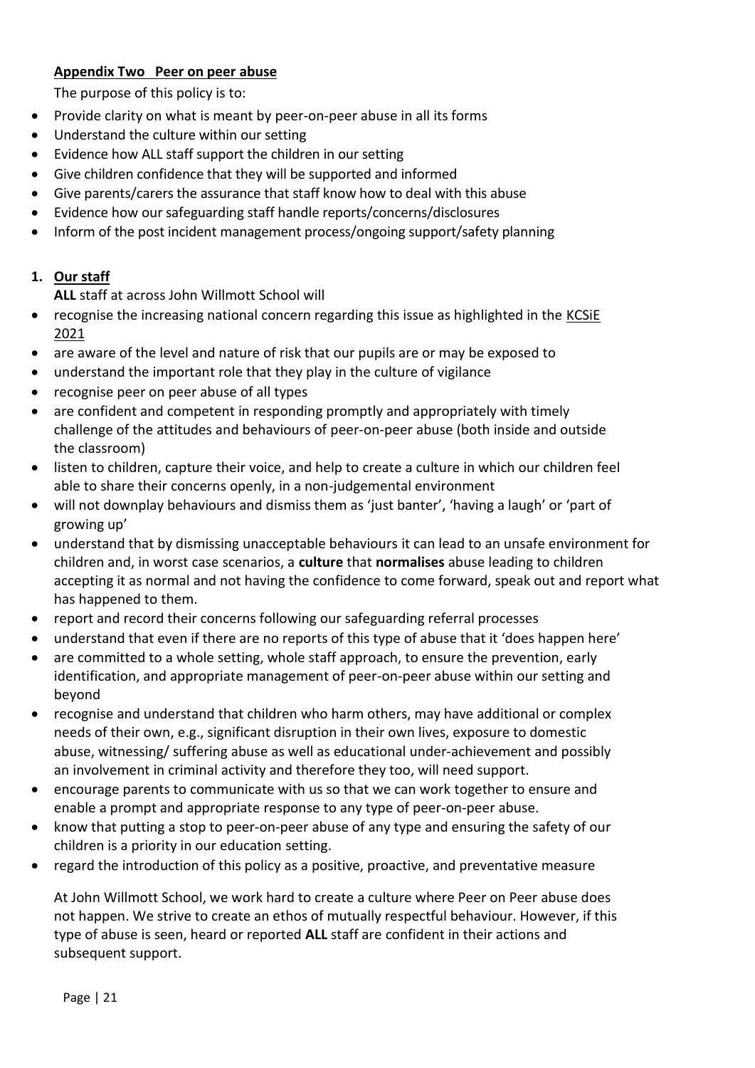**Appendix Two Peer on peer abuse**

The purpose of this policy is to:

- Provide clarity on what is meant by peer-on-peer abuse in all its forms
- Understand the culture within our setting
- Evidence how ALL staff support the children in our setting
- Give children confidence that they will be supported and informed
- Give parents/carers the assurance that staff know how to deal with this abuse
- Evidence how our safeguarding staff handle reports/concerns/disclosures
- Inform of the post incident management process/ongoing support/safety planning

**1. Our staff**

**ALL** staff at across John Willmott School will

- recognise the increasing national concern regarding this issue as highlighted in the KCSiE 2021
- are aware of the level and nature of risk that our pupils are or may be exposed to
- understand the important role that they play in the culture of vigilance
- recognise peer on peer abuse of all types
- are confident and competent in responding promptly and appropriately with timely challenge of the attitudes and behaviours of peer-on-peer abuse (both inside and outside the classroom)
- listen to children, capture their voice, and help to create a culture in which our children feel able to share their concerns openly, in a non-judgemental environment
- will not downplay behaviours and dismiss them as 'just banter', 'having a laugh' or 'part of growing up'
- understand that by dismissing unacceptable behaviours it can lead to an unsafe environment for children and, in worst case scenarios, a **culture** that **normalises** abuse leading to children accepting it as normal and not having the confidence to come forward, speak out and report what has happened to them.
- report and record their concerns following our safeguarding referral processes
- understand that even if there are no reports of this type of abuse that it 'does happen here'
- are committed to a whole setting, whole staff approach, to ensure the prevention, early identification, and appropriate management of peer-on-peer abuse within our setting and beyond
- recognise and understand that children who harm others, may have additional or complex needs of their own, e.g., significant disruption in their own lives, exposure to domestic abuse, witnessing/ suffering abuse as well as educational under-achievement and possibly an involvement in criminal activity and therefore they too, will need support.
- encourage parents to communicate with us so that we can work together to ensure and enable a prompt and appropriate response to any type of peer-on-peer abuse.
- know that putting a stop to peer-on-peer abuse of any type and ensuring the safety of our children is a priority in our education setting.
- regard the introduction of this policy as a positive, proactive, and preventative measure

At John Willmott School, we work hard to create a culture where Peer on Peer abuse does not happen. We strive to create an ethos of mutually respectful behaviour. However, if this type of abuse is seen, heard or reported **ALL** staff are confident in their actions and subsequent support.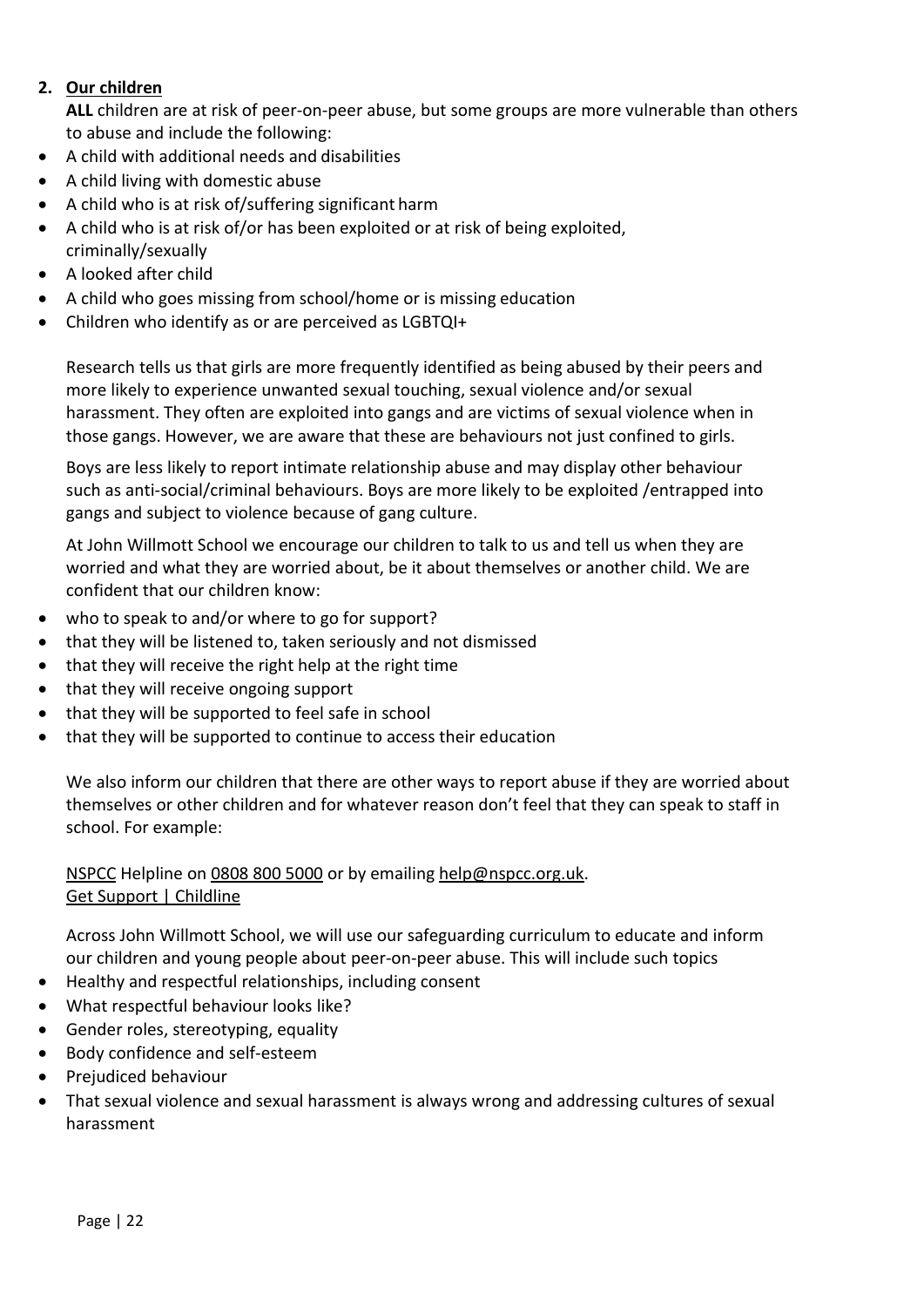## 2. Our children

**ALL** children are at risk of peer-on-peer abuse, but some groups are more vulnerable than others to abuse and include the following:

- A child with additional needs and disabilities
- A child living with domestic abuse
- A child who is at risk of/suffering significant harm
- A child who is at risk of/or has been exploited or at risk of being exploited, criminally/sexually
- A looked after child
- A child who goes missing from school/home or is missing education
- Children who identify as or are perceived as LGBTQI+

Research tells us that girls are more frequently identified as being abused by their peers and more likely to experience unwanted sexual touching, sexual violence and/or sexual harassment. They often are exploited into gangs and are victims of sexual violence when in those gangs. However, we are aware that these are behaviours not just confined to girls.

Boys are less likely to report intimate relationship abuse and may display other behaviour such as anti-social/criminal behaviours. Boys are more likely to be exploited /entrapped into gangs and subject to violence because of gang culture.

At John Willmott School we encourage our children to talk to us and tell us when they are worried and what they are worried about, be it about themselves or another child. We are confident that our children know:

- who to speak to and/or where to go for support?
- that they will be listened to, taken seriously and not dismissed
- that they will receive the right help at the right time
- that they will receive ongoing support
- that they will be supported to feel safe in school
- that they will be supported to continue to access their education

We also inform our children that there are other ways to report abuse if they are worried about themselves or other children and for whatever reason don't feel that they can speak to staff in school. For example:

NSPCC Helpline on 0808 800 5000 or by emailing help@nspcc.org.uk.
Get Support | Childline

Across John Willmott School, we will use our safeguarding curriculum to educate and inform our children and young people about peer-on-peer abuse. This will include such topics

- Healthy and respectful relationships, including consent
- What respectful behaviour looks like?
- Gender roles, stereotyping, equality
- Body confidence and self-esteem
- Prejudiced behaviour
- That sexual violence and sexual harassment is always wrong and addressing cultures of sexual harassment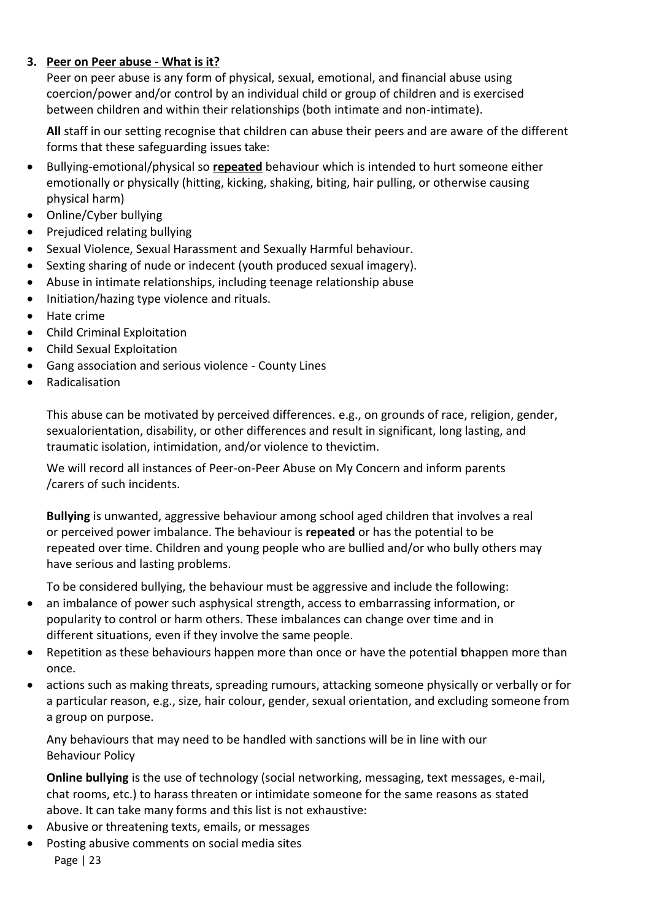## 3. Peer on Peer abuse - What is it?

Peer on peer abuse is any form of physical, sexual, emotional, and financial abuse using coercion/power and/or control by an individual child or group of children and is exercised between children and within their relationships (both intimate and non-intimate).

**All** staff in our setting recognise that children can abuse their peers and are aware of the different forms that these safeguarding issues take:

- Bullying-emotional/physical so **repeated** behaviour which is intended to hurt someone either emotionally or physically (hitting, kicking, shaking, biting, hair pulling, or otherwise causing physical harm)
- Online/Cyber bullying
- Prejudiced relating bullying
- Sexual Violence, Sexual Harassment and Sexually Harmful behaviour.
- Sexting sharing of nude or indecent (youth produced sexual imagery).
- Abuse in intimate relationships, including teenage relationship abuse
- Initiation/hazing type violence and rituals.
- Hate crime
- Child Criminal Exploitation
- Child Sexual Exploitation
- Gang association and serious violence - County Lines
- Radicalisation

This abuse can be motivated by perceived differences. e.g., on grounds of race, religion, gender, sexualorientation, disability, or other differences and result in significant, long lasting, and traumatic isolation, intimidation, and/or violence to thevictim.

We will record all instances of Peer-on-Peer Abuse on My Concern and inform parents /carers of such incidents.

**Bullying** is unwanted, aggressive behaviour among school aged children that involves a real or perceived power imbalance. The behaviour is **repeated** or has the potential to be repeated over time. Children and young people who are bullied and/or who bully others may have serious and lasting problems.

To be considered bullying, the behaviour must be aggressive and include the following:

- an imbalance of power such asphysical strength, access to embarrassing information, or popularity to control or harm others. These imbalances can change over time and in different situations, even if they involve the same people.
- Repetition as these behaviours happen more than once or have the potential tohappen more than once.
- actions such as making threats, spreading rumours, attacking someone physically or verbally or for a particular reason, e.g., size, hair colour, gender, sexual orientation, and excluding someone from a group on purpose.

Any behaviours that may need to be handled with sanctions will be in line with our Behaviour Policy

**Online bullying** is the use of technology (social networking, messaging, text messages, e-mail, chat rooms, etc.) to harass threaten or intimidate someone for the same reasons as stated above. It can take many forms and this list is not exhaustive:

- Abusive or threatening texts, emails, or messages
- Posting abusive comments on social media sites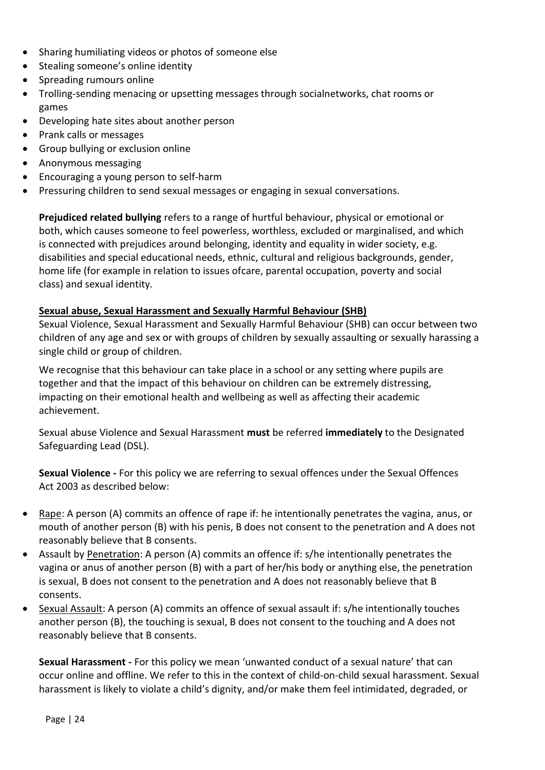- Sharing humiliating videos or photos of someone else
- Stealing someone's online identity
- Spreading rumours online
- Trolling-sending menacing or upsetting messages through socialnetworks, chat rooms or games
- Developing hate sites about another person
- Prank calls or messages
- Group bullying or exclusion online
- Anonymous messaging
- Encouraging a young person to self-harm
- Pressuring children to send sexual messages or engaging in sexual conversations.

**Prejudiced related bullying** refers to a range of hurtful behaviour, physical or emotional or both, which causes someone to feel powerless, worthless, excluded or marginalised, and which is connected with prejudices around belonging, identity and equality in wider society, e.g. disabilities and special educational needs, ethnic, cultural and religious backgrounds, gender, home life (for example in relation to issues ofcare, parental occupation, poverty and social class) and sexual identity.

**Sexual abuse, Sexual Harassment and Sexually Harmful Behaviour (SHB)**

Sexual Violence, Sexual Harassment and Sexually Harmful Behaviour (SHB) can occur between two children of any age and sex or with groups of children by sexually assaulting or sexually harassing a single child or group of children.

We recognise that this behaviour can take place in a school or any setting where pupils are together and that the impact of this behaviour on children can be extremely distressing, impacting on their emotional health and wellbeing as well as affecting their academic achievement.

Sexual abuse Violence and Sexual Harassment **must** be referred **immediately** to the Designated Safeguarding Lead (DSL).

**Sexual Violence -** For this policy we are referring to sexual offences under the Sexual Offences Act 2003 as described below:

- Rape: A person (A) commits an offence of rape if: he intentionally penetrates the vagina, anus, or mouth of another person (B) with his penis, B does not consent to the penetration and A does not reasonably believe that B consents.
- Assault by Penetration: A person (A) commits an offence if: s/he intentionally penetrates the vagina or anus of another person (B) with a part of her/his body or anything else, the penetration is sexual, B does not consent to the penetration and A does not reasonably believe that B consents.
- Sexual Assault: A person (A) commits an offence of sexual assault if: s/he intentionally touches another person (B), the touching is sexual, B does not consent to the touching and A does not reasonably believe that B consents.

**Sexual Harassment -** For this policy we mean 'unwanted conduct of a sexual nature' that can occur online and offline. We refer to this in the context of child-on-child sexual harassment. Sexual harassment is likely to violate a child's dignity, and/or make them feel intimidated, degraded, or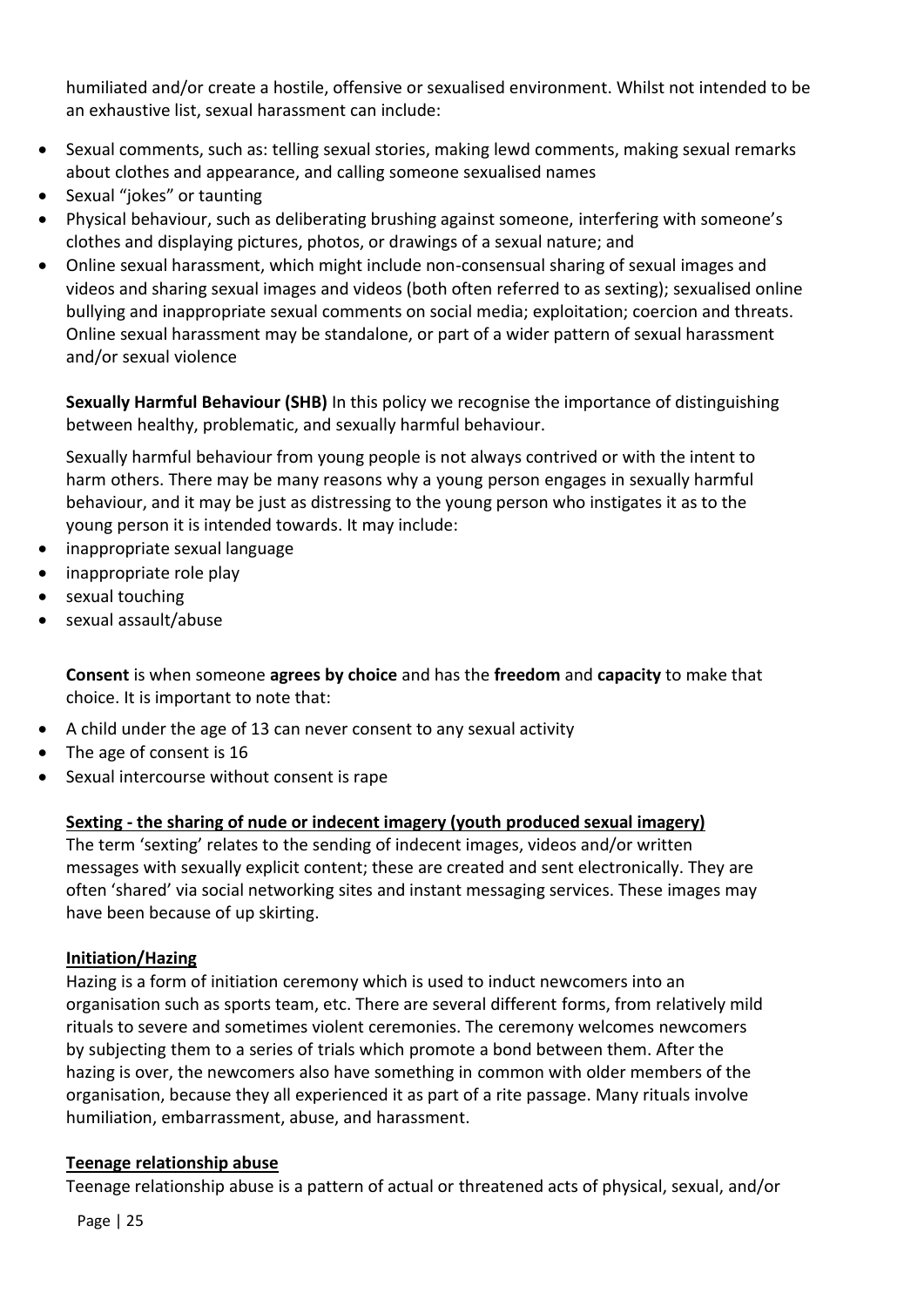humiliated and/or create a hostile, offensive or sexualised environment. Whilst not intended to be an exhaustive list, sexual harassment can include:

- Sexual comments, such as: telling sexual stories, making lewd comments, making sexual remarks about clothes and appearance, and calling someone sexualised names
- Sexual "jokes" or taunting
- Physical behaviour, such as deliberating brushing against someone, interfering with someone's clothes and displaying pictures, photos, or drawings of a sexual nature; and
- Online sexual harassment, which might include non-consensual sharing of sexual images and videos and sharing sexual images and videos (both often referred to as sexting); sexualised online bullying and inappropriate sexual comments on social media; exploitation; coercion and threats. Online sexual harassment may be standalone, or part of a wider pattern of sexual harassment and/or sexual violence

**Sexually Harmful Behaviour (SHB)** In this policy we recognise the importance of distinguishing between healthy, problematic, and sexually harmful behaviour.

Sexually harmful behaviour from young people is not always contrived or with the intent to harm others. There may be many reasons why a young person engages in sexually harmful behaviour, and it may be just as distressing to the young person who instigates it as to the young person it is intended towards. It may include:

- inappropriate sexual language
- inappropriate role play
- sexual touching
- sexual assault/abuse

**Consent** is when someone **agrees by choice** and has the **freedom** and **capacity** to make that choice. It is important to note that:

- A child under the age of 13 can never consent to any sexual activity
- The age of consent is 16
- Sexual intercourse without consent is rape

**Sexting - the sharing of nude or indecent imagery (youth produced sexual imagery)**

The term 'sexting' relates to the sending of indecent images, videos and/or written messages with sexually explicit content; these are created and sent electronically. They are often 'shared' via social networking sites and instant messaging services. These images may have been because of up skirting.

**Initiation/Hazing**

Hazing is a form of initiation ceremony which is used to induct newcomers into an organisation such as sports team, etc. There are several different forms, from relatively mild rituals to severe and sometimes violent ceremonies. The ceremony welcomes newcomers by subjecting them to a series of trials which promote a bond between them. After the hazing is over, the newcomers also have something in common with older members of the organisation, because they all experienced it as part of a rite passage. Many rituals involve humiliation, embarrassment, abuse, and harassment.

**Teenage relationship abuse**

Teenage relationship abuse is a pattern of actual or threatened acts of physical, sexual, and/or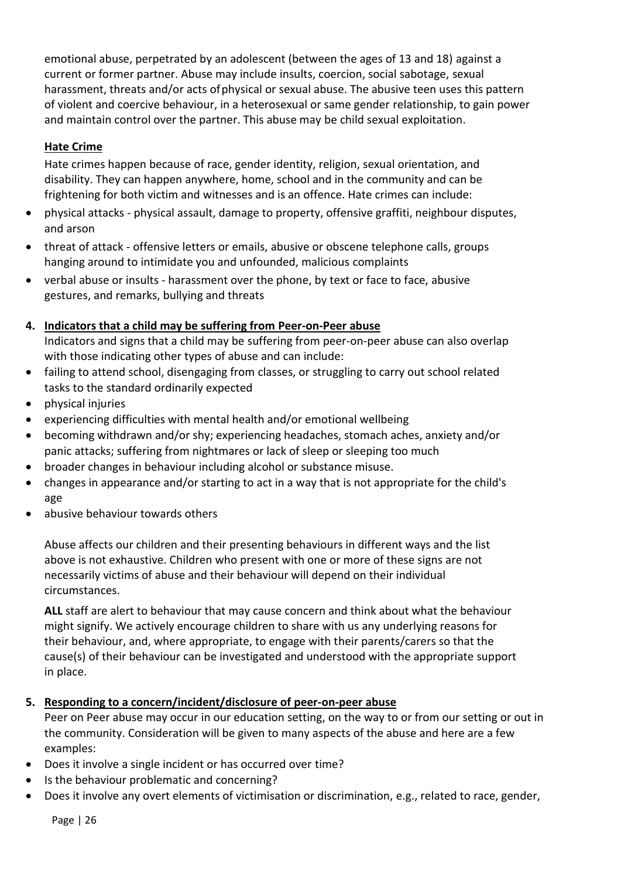emotional abuse, perpetrated by an adolescent (between the ages of 13 and 18) against a current or former partner. Abuse may include insults, coercion, social sabotage, sexual harassment, threats and/or acts of physical or sexual abuse. The abusive teen uses this pattern of violent and coercive behaviour, in a heterosexual or same gender relationship, to gain power and maintain control over the partner. This abuse may be child sexual exploitation.

**Hate Crime**

Hate crimes happen because of race, gender identity, religion, sexual orientation, and disability. They can happen anywhere, home, school and in the community and can be frightening for both victim and witnesses and is an offence. Hate crimes can include:

- physical attacks - physical assault, damage to property, offensive graffiti, neighbour disputes, and arson
- threat of attack - offensive letters or emails, abusive or obscene telephone calls, groups hanging around to intimidate you and unfounded, malicious complaints
- verbal abuse or insults - harassment over the phone, by text or face to face, abusive gestures, and remarks, bullying and threats

## 4. Indicators that a child may be suffering from Peer-on-Peer abuse

Indicators and signs that a child may be suffering from peer-on-peer abuse can also overlap with those indicating other types of abuse and can include:

- failing to attend school, disengaging from classes, or struggling to carry out school related tasks to the standard ordinarily expected
- physical injuries
- experiencing difficulties with mental health and/or emotional wellbeing
- becoming withdrawn and/or shy; experiencing headaches, stomach aches, anxiety and/or panic attacks; suffering from nightmares or lack of sleep or sleeping too much
- broader changes in behaviour including alcohol or substance misuse.
- changes in appearance and/or starting to act in a way that is not appropriate for the child's age
- abusive behaviour towards others

Abuse affects our children and their presenting behaviours in different ways and the list above is not exhaustive. Children who present with one or more of these signs are not necessarily victims of abuse and their behaviour will depend on their individual circumstances.

**ALL** staff are alert to behaviour that may cause concern and think about what the behaviour might signify. We actively encourage children to share with us any underlying reasons for their behaviour, and, where appropriate, to engage with their parents/carers so that the cause(s) of their behaviour can be investigated and understood with the appropriate support in place.

## 5. Responding to a concern/incident/disclosure of peer-on-peer abuse

Peer on Peer abuse may occur in our education setting, on the way to or from our setting or out in the community. Consideration will be given to many aspects of the abuse and here are a few examples:

- Does it involve a single incident or has occurred over time?
- Is the behaviour problematic and concerning?
- Does it involve any overt elements of victimisation or discrimination, e.g., related to race, gender,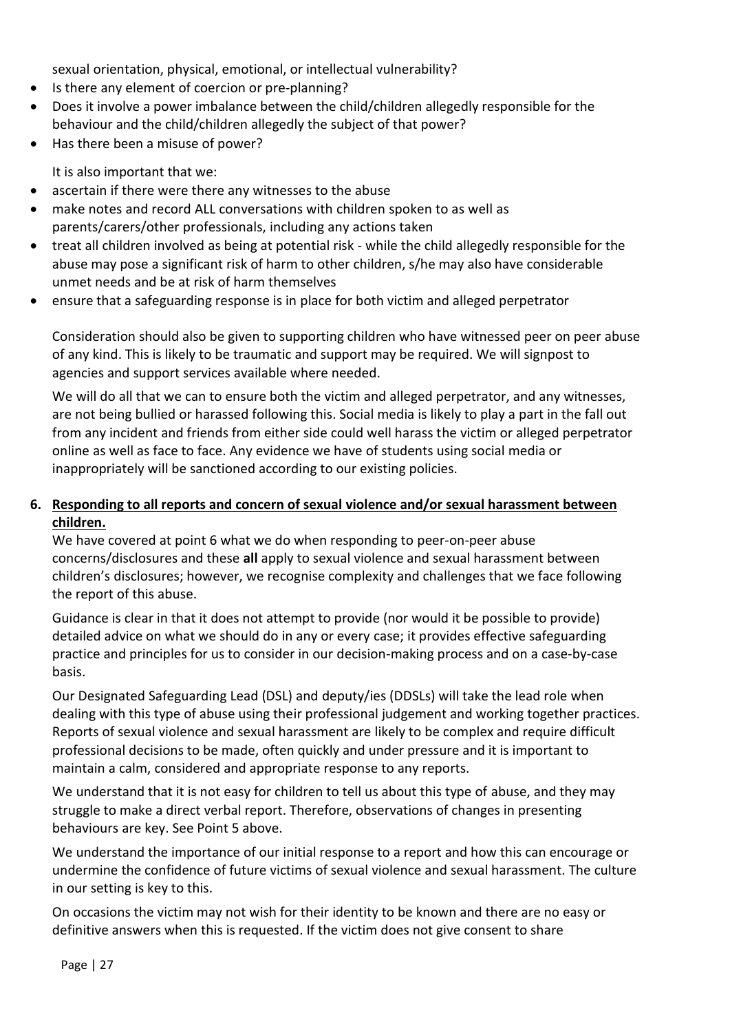sexual orientation, physical, emotional, or intellectual vulnerability?

- Is there any element of coercion or pre-planning?
- Does it involve a power imbalance between the child/children allegedly responsible for the behaviour and the child/children allegedly the subject of that power?
- Has there been a misuse of power?

It is also important that we:

- ascertain if there were there any witnesses to the abuse
- make notes and record ALL conversations with children spoken to as well as parents/carers/other professionals, including any actions taken
- treat all children involved as being at potential risk - while the child allegedly responsible for the abuse may pose a significant risk of harm to other children, s/he may also have considerable unmet needs and be at risk of harm themselves
- ensure that a safeguarding response is in place for both victim and alleged perpetrator

Consideration should also be given to supporting children who have witnessed peer on peer abuse of any kind. This is likely to be traumatic and support may be required. We will signpost to agencies and support services available where needed.

We will do all that we can to ensure both the victim and alleged perpetrator, and any witnesses, are not being bullied or harassed following this. Social media is likely to play a part in the fall out from any incident and friends from either side could well harass the victim or alleged perpetrator online as well as face to face. Any evidence we have of students using social media or inappropriately will be sanctioned according to our existing policies.

6. **<u>Responding to all reports and concern of sexual violence and/or sexual harassment between children.</u>**

We have covered at point 6 what we do when responding to peer-on-peer abuse concerns/disclosures and these **all** apply to sexual violence and sexual harassment between children's disclosures; however, we recognise complexity and challenges that we face following the report of this abuse.

Guidance is clear in that it does not attempt to provide (nor would it be possible to provide) detailed advice on what we should do in any or every case; it provides effective safeguarding practice and principles for us to consider in our decision-making process and on a case-by-case basis.

Our Designated Safeguarding Lead (DSL) and deputy/ies (DDSLs) will take the lead role when dealing with this type of abuse using their professional judgement and working together practices. Reports of sexual violence and sexual harassment are likely to be complex and require difficult professional decisions to be made, often quickly and under pressure and it is important to maintain a calm, considered and appropriate response to any reports.

We understand that it is not easy for children to tell us about this type of abuse, and they may struggle to make a direct verbal report. Therefore, observations of changes in presenting behaviours are key. See Point 5 above.

We understand the importance of our initial response to a report and how this can encourage or undermine the confidence of future victims of sexual violence and sexual harassment. The culture in our setting is key to this.

On occasions the victim may not wish for their identity to be known and there are no easy or definitive answers when this is requested. If the victim does not give consent to share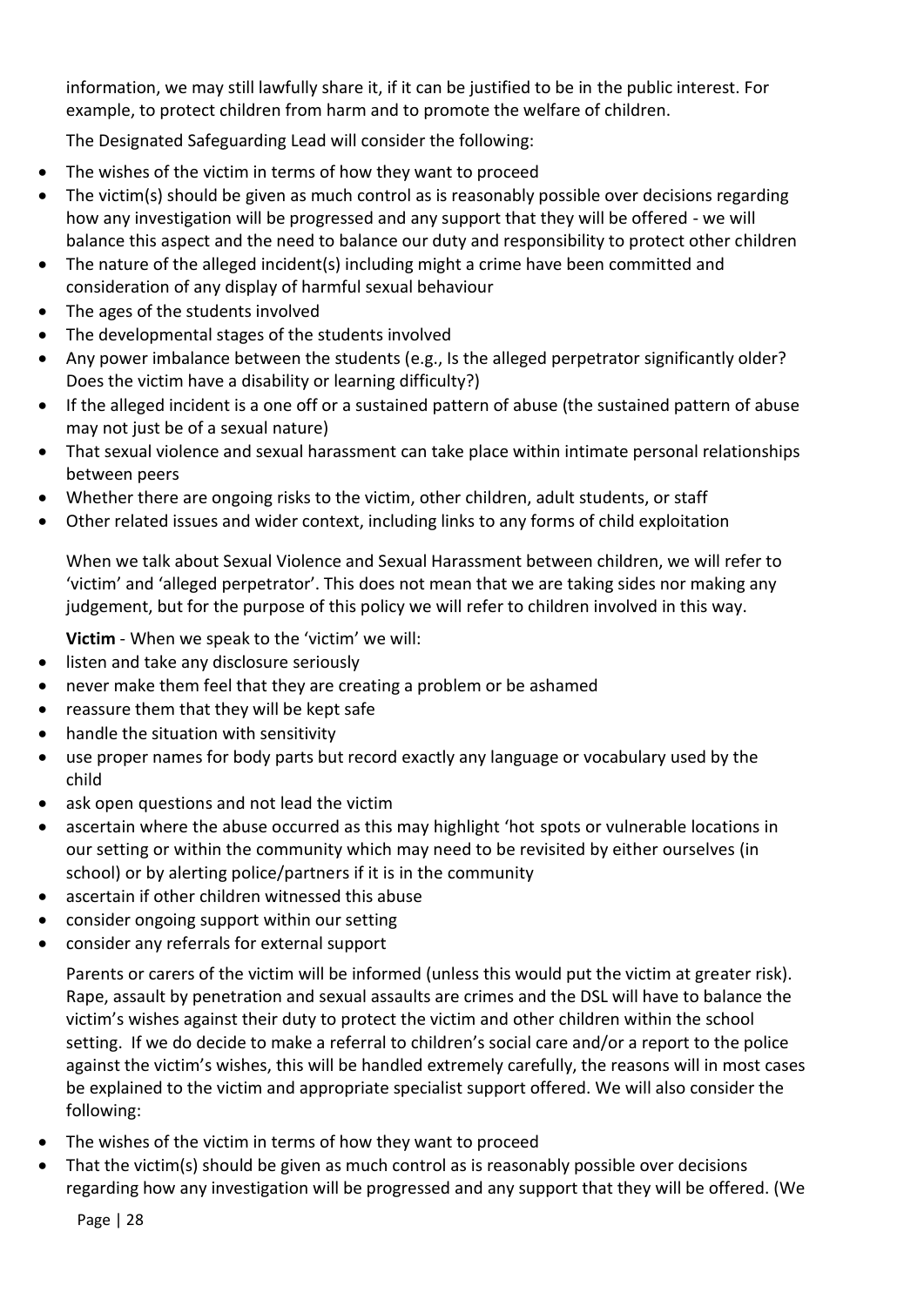information, we may still lawfully share it, if it can be justified to be in the public interest. For example, to protect children from harm and to promote the welfare of children.

The Designated Safeguarding Lead will consider the following:

- The wishes of the victim in terms of how they want to proceed
- The victim(s) should be given as much control as is reasonably possible over decisions regarding how any investigation will be progressed and any support that they will be offered - we will balance this aspect and the need to balance our duty and responsibility to protect other children
- The nature of the alleged incident(s) including might a crime have been committed and consideration of any display of harmful sexual behaviour
- The ages of the students involved
- The developmental stages of the students involved
- Any power imbalance between the students (e.g., Is the alleged perpetrator significantly older? Does the victim have a disability or learning difficulty?)
- If the alleged incident is a one off or a sustained pattern of abuse (the sustained pattern of abuse may not just be of a sexual nature)
- That sexual violence and sexual harassment can take place within intimate personal relationships between peers
- Whether there are ongoing risks to the victim, other children, adult students, or staff
- Other related issues and wider context, including links to any forms of child exploitation

When we talk about Sexual Violence and Sexual Harassment between children, we will refer to 'victim' and 'alleged perpetrator'. This does not mean that we are taking sides nor making any judgement, but for the purpose of this policy we will refer to children involved in this way.

**Victim** - When we speak to the 'victim' we will:

- listen and take any disclosure seriously
- never make them feel that they are creating a problem or be ashamed
- reassure them that they will be kept safe
- handle the situation with sensitivity
- use proper names for body parts but record exactly any language or vocabulary used by the child
- ask open questions and not lead the victim
- ascertain where the abuse occurred as this may highlight 'hot spots or vulnerable locations in our setting or within the community which may need to be revisited by either ourselves (in school) or by alerting police/partners if it is in the community
- ascertain if other children witnessed this abuse
- consider ongoing support within our setting
- consider any referrals for external support

Parents or carers of the victim will be informed (unless this would put the victim at greater risk). Rape, assault by penetration and sexual assaults are crimes and the DSL will have to balance the victim's wishes against their duty to protect the victim and other children within the school setting. If we do decide to make a referral to children's social care and/or a report to the police against the victim's wishes, this will be handled extremely carefully, the reasons will in most cases be explained to the victim and appropriate specialist support offered. We will also consider the following:

- The wishes of the victim in terms of how they want to proceed
- That the victim(s) should be given as much control as is reasonably possible over decisions regarding how any investigation will be progressed and any support that they will be offered. (We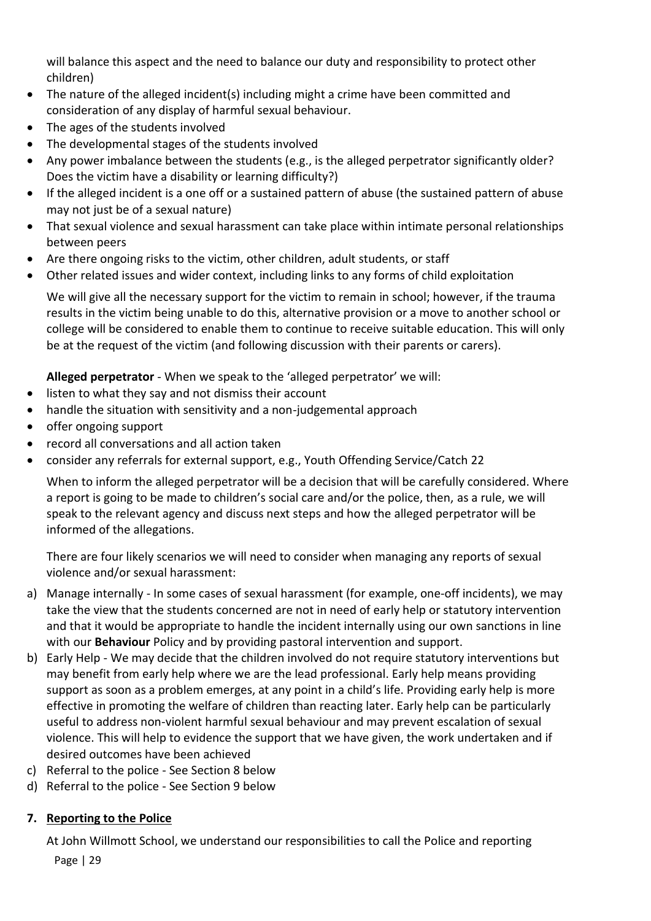will balance this aspect and the need to balance our duty and responsibility to protect other children)

- The nature of the alleged incident(s) including might a crime have been committed and consideration of any display of harmful sexual behaviour.
- The ages of the students involved
- The developmental stages of the students involved
- Any power imbalance between the students (e.g., is the alleged perpetrator significantly older? Does the victim have a disability or learning difficulty?)
- If the alleged incident is a one off or a sustained pattern of abuse (the sustained pattern of abuse may not just be of a sexual nature)
- That sexual violence and sexual harassment can take place within intimate personal relationships between peers
- Are there ongoing risks to the victim, other children, adult students, or staff
- Other related issues and wider context, including links to any forms of child exploitation

We will give all the necessary support for the victim to remain in school; however, if the trauma results in the victim being unable to do this, alternative provision or a move to another school or college will be considered to enable them to continue to receive suitable education. This will only be at the request of the victim (and following discussion with their parents or carers).

**Alleged perpetrator** - When we speak to the 'alleged perpetrator' we will:

- listen to what they say and not dismiss their account
- handle the situation with sensitivity and a non-judgemental approach
- offer ongoing support
- record all conversations and all action taken
- consider any referrals for external support, e.g., Youth Offending Service/Catch 22

When to inform the alleged perpetrator will be a decision that will be carefully considered. Where a report is going to be made to children's social care and/or the police, then, as a rule, we will speak to the relevant agency and discuss next steps and how the alleged perpetrator will be informed of the allegations.

There are four likely scenarios we will need to consider when managing any reports of sexual violence and/or sexual harassment:

a) Manage internally - In some cases of sexual harassment (for example, one-off incidents), we may take the view that the students concerned are not in need of early help or statutory intervention and that it would be appropriate to handle the incident internally using our own sanctions in line with our **Behaviour** Policy and by providing pastoral intervention and support.
b) Early Help - We may decide that the children involved do not require statutory interventions but may benefit from early help where we are the lead professional. Early help means providing support as soon as a problem emerges, at any point in a child's life. Providing early help is more effective in promoting the welfare of children than reacting later. Early help can be particularly useful to address non-violent harmful sexual behaviour and may prevent escalation of sexual violence. This will help to evidence the support that we have given, the work undertaken and if desired outcomes have been achieved
c) Referral to the police - See Section 8 below
d) Referral to the police - See Section 9 below

## 7. <u>Reporting to the Police</u>

At John Willmott School, we understand our responsibilities to call the Police and reporting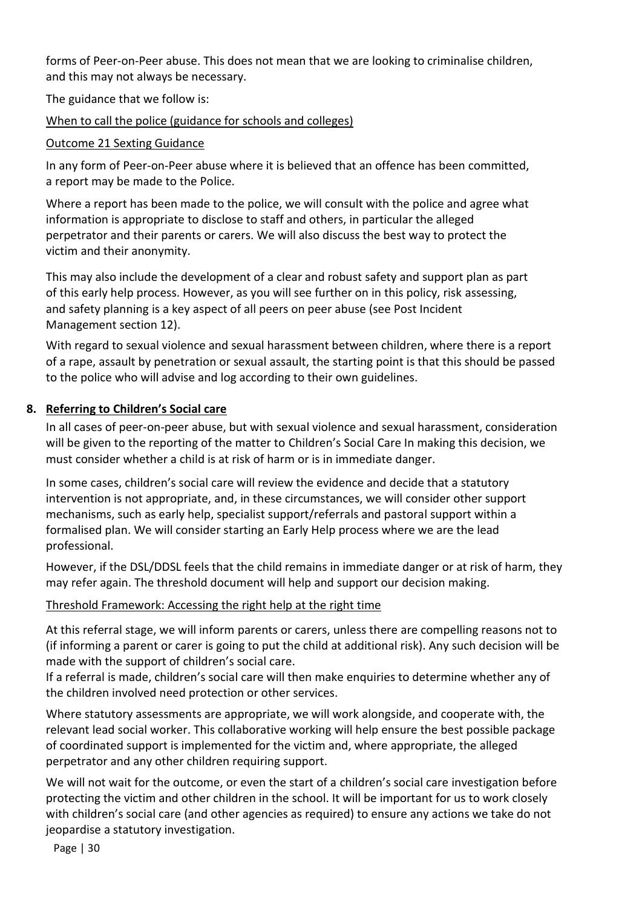forms of Peer-on-Peer abuse. This does not mean that we are looking to criminalise children, and this may not always be necessary.

The guidance that we follow is:

When to call the police (guidance for schools and colleges)

Outcome 21 Sexting Guidance

In any form of Peer-on-Peer abuse where it is believed that an offence has been committed, a report may be made to the Police.

Where a report has been made to the police, we will consult with the police and agree what information is appropriate to disclose to staff and others, in particular the alleged perpetrator and their parents or carers. We will also discuss the best way to protect the victim and their anonymity.

This may also include the development of a clear and robust safety and support plan as part of this early help process. However, as you will see further on in this policy, risk assessing, and safety planning is a key aspect of all peers on peer abuse (see Post Incident Management section 12).

With regard to sexual violence and sexual harassment between children, where there is a report of a rape, assault by penetration or sexual assault, the starting point is that this should be passed to the police who will advise and log according to their own guidelines.

## 8. Referring to Children's Social care

In all cases of peer-on-peer abuse, but with sexual violence and sexual harassment, consideration will be given to the reporting of the matter to Children's Social Care In making this decision, we must consider whether a child is at risk of harm or is in immediate danger.

In some cases, children's social care will review the evidence and decide that a statutory intervention is not appropriate, and, in these circumstances, we will consider other support mechanisms, such as early help, specialist support/referrals and pastoral support within a formalised plan. We will consider starting an Early Help process where we are the lead professional.

However, if the DSL/DDSL feels that the child remains in immediate danger or at risk of harm, they may refer again. The threshold document will help and support our decision making.

Threshold Framework: Accessing the right help at the right time

At this referral stage, we will inform parents or carers, unless there are compelling reasons not to (if informing a parent or carer is going to put the child at additional risk). Any such decision will be made with the support of children's social care.

If a referral is made, children's social care will then make enquiries to determine whether any of the children involved need protection or other services.

Where statutory assessments are appropriate, we will work alongside, and cooperate with, the relevant lead social worker. This collaborative working will help ensure the best possible package of coordinated support is implemented for the victim and, where appropriate, the alleged perpetrator and any other children requiring support.

We will not wait for the outcome, or even the start of a children's social care investigation before protecting the victim and other children in the school. It will be important for us to work closely with children's social care (and other agencies as required) to ensure any actions we take do not jeopardise a statutory investigation.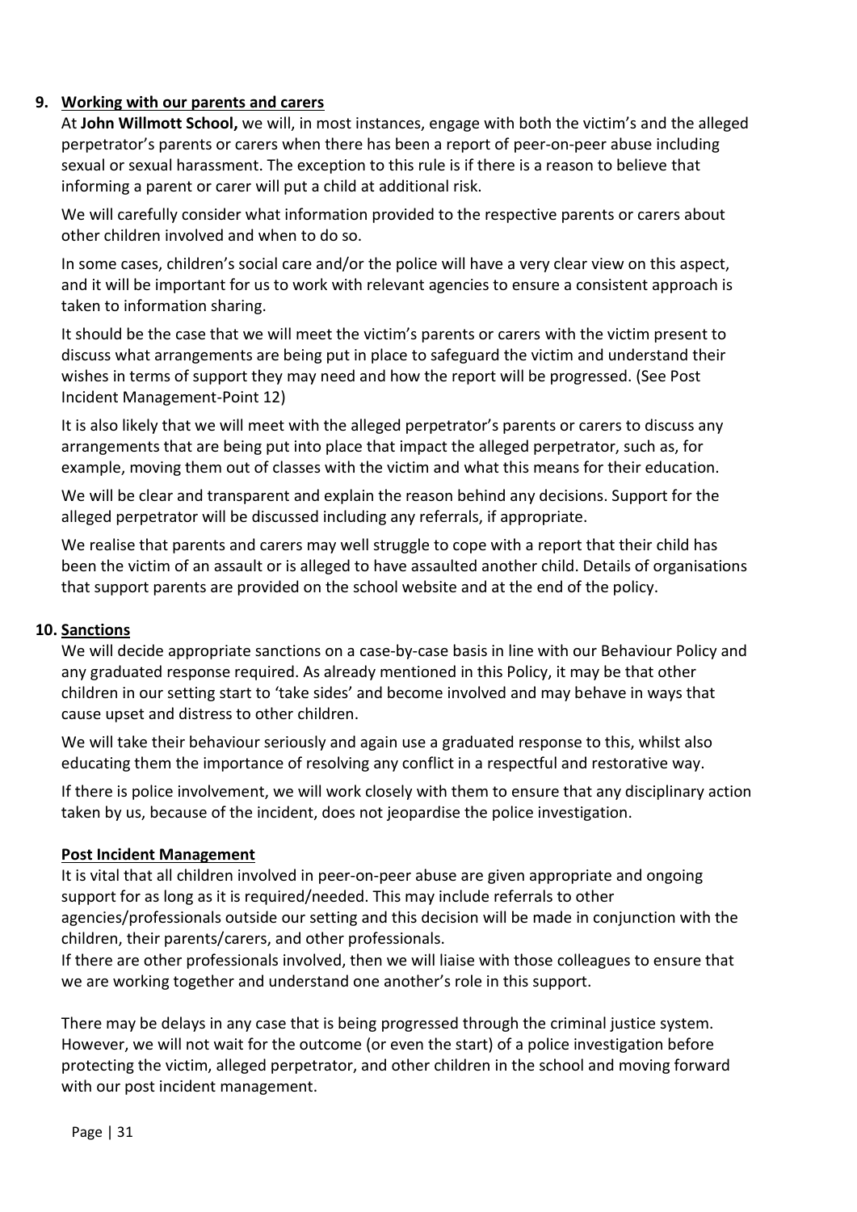## 9. Working with our parents and carers

At **John Willmott School,** we will, in most instances, engage with both the victim's and the alleged perpetrator's parents or carers when there has been a report of peer-on-peer abuse including sexual or sexual harassment. The exception to this rule is if there is a reason to believe that informing a parent or carer will put a child at additional risk.

We will carefully consider what information provided to the respective parents or carers about other children involved and when to do so.

In some cases, children's social care and/or the police will have a very clear view on this aspect, and it will be important for us to work with relevant agencies to ensure a consistent approach is taken to information sharing.

It should be the case that we will meet the victim's parents or carers with the victim present to discuss what arrangements are being put in place to safeguard the victim and understand their wishes in terms of support they may need and how the report will be progressed. (See Post Incident Management-Point 12)

It is also likely that we will meet with the alleged perpetrator's parents or carers to discuss any arrangements that are being put into place that impact the alleged perpetrator, such as, for example, moving them out of classes with the victim and what this means for their education.

We will be clear and transparent and explain the reason behind any decisions. Support for the alleged perpetrator will be discussed including any referrals, if appropriate.

We realise that parents and carers may well struggle to cope with a report that their child has been the victim of an assault or is alleged to have assaulted another child. Details of organisations that support parents are provided on the school website and at the end of the policy.

## 10. Sanctions

We will decide appropriate sanctions on a case-by-case basis in line with our Behaviour Policy and any graduated response required. As already mentioned in this Policy, it may be that other children in our setting start to 'take sides' and become involved and may behave in ways that cause upset and distress to other children.

We will take their behaviour seriously and again use a graduated response to this, whilst also educating them the importance of resolving any conflict in a respectful and restorative way.

If there is police involvement, we will work closely with them to ensure that any disciplinary action taken by us, because of the incident, does not jeopardise the police investigation.

### Post Incident Management

It is vital that all children involved in peer-on-peer abuse are given appropriate and ongoing support for as long as it is required/needed. This may include referrals to other agencies/professionals outside our setting and this decision will be made in conjunction with the children, their parents/carers, and other professionals.
If there are other professionals involved, then we will liaise with those colleagues to ensure that we are working together and understand one another's role in this support.

There may be delays in any case that is being progressed through the criminal justice system. However, we will not wait for the outcome (or even the start) of a police investigation before protecting the victim, alleged perpetrator, and other children in the school and moving forward with our post incident management.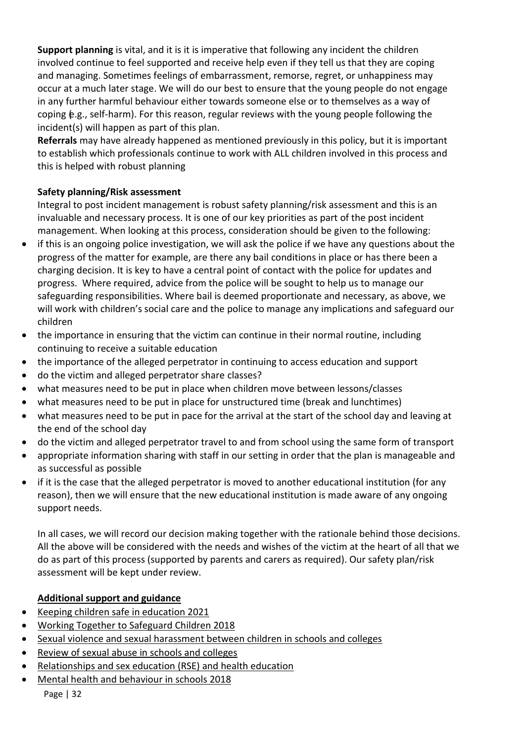**Support planning** is vital, and it is it is imperative that following any incident the children involved continue to feel supported and receive help even if they tell us that they are coping and managing. Sometimes feelings of embarrassment, remorse, regret, or unhappiness may occur at a much later stage. We will do our best to ensure that the young people do not engage in any further harmful behaviour either towards someone else or to themselves as a way of coping (e.g., self-harm). For this reason, regular reviews with the young people following the incident(s) will happen as part of this plan.
**Referrals** may have already happened as mentioned previously in this policy, but it is important to establish which professionals continue to work with ALL children involved in this process and this is helped with robust planning

**Safety planning/Risk assessment**

Integral to post incident management is robust safety planning/risk assessment and this is an invaluable and necessary process. It is one of our key priorities as part of the post incident management. When looking at this process, consideration should be given to the following:

- if this is an ongoing police investigation, we will ask the police if we have any questions about the progress of the matter for example, are there any bail conditions in place or has there been a charging decision. It is key to have a central point of contact with the police for updates and progress. Where required, advice from the police will be sought to help us to manage our safeguarding responsibilities. Where bail is deemed proportionate and necessary, as above, we will work with children's social care and the police to manage any implications and safeguard our children
- the importance in ensuring that the victim can continue in their normal routine, including continuing to receive a suitable education
- the importance of the alleged perpetrator in continuing to access education and support
- do the victim and alleged perpetrator share classes?
- what measures need to be put in place when children move between lessons/classes
- what measures need to be put in place for unstructured time (break and lunchtimes)
- what measures need to be put in pace for the arrival at the start of the school day and leaving at the end of the school day
- do the victim and alleged perpetrator travel to and from school using the same form of transport
- appropriate information sharing with staff in our setting in order that the plan is manageable and as successful as possible
- if it is the case that the alleged perpetrator is moved to another educational institution (for any reason), then we will ensure that the new educational institution is made aware of any ongoing support needs.

In all cases, we will record our decision making together with the rationale behind those decisions. All the above will be considered with the needs and wishes of the victim at the heart of all that we do as part of this process (supported by parents and carers as required). Our safety plan/risk assessment will be kept under review.

**Additional support and guidance**

- Keeping children safe in education 2021
- Working Together to Safeguard Children 2018
- Sexual violence and sexual harassment between children in schools and colleges
- Review of sexual abuse in schools and colleges
- Relationships and sex education (RSE) and health education
- Mental health and behaviour in schools 2018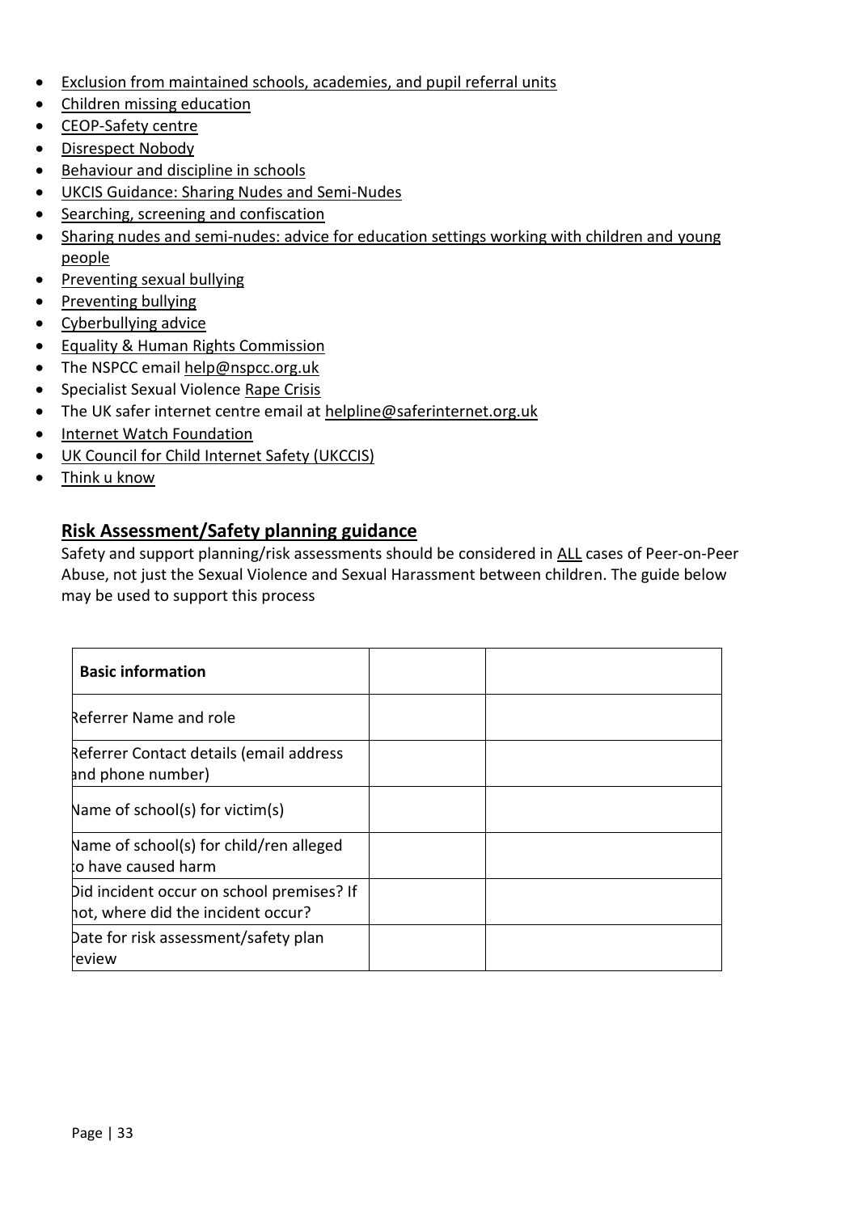- Exclusion from maintained schools, academies, and pupil referral units
- Children missing education
- CEOP-Safety centre
- Disrespect Nobody
- Behaviour and discipline in schools
- UKCIS Guidance: Sharing Nudes and Semi-Nudes
- Searching, screening and confiscation
- Sharing nudes and semi-nudes: advice for education settings working with children and young people
- Preventing sexual bullying
- Preventing bullying
- Cyberbullying advice
- Equality & Human Rights Commission
- The NSPCC email help@nspcc.org.uk
- Specialist Sexual Violence Rape Crisis
- The UK safer internet centre email at helpline@saferinternet.org.uk
- Internet Watch Foundation
- UK Council for Child Internet Safety (UKCCIS)
- Think u know

## Risk Assessment/Safety planning guidance

Safety and support planning/risk assessments should be considered in ALL cases of Peer-on-Peer Abuse, not just the Sexual Violence and Sexual Harassment between children. The guide below may be used to support this process

| **Basic information** | | |
|---|---|---|
| Referrer Name and role | | |
| Referrer Contact details (email address and phone number) | | |
| Name of school(s) for victim(s) | | |
| Name of school(s) for child/ren alleged to have caused harm | | |
| Did incident occur on school premises? If not, where did the incident occur? | | |
| Date for risk assessment/safety plan review | | |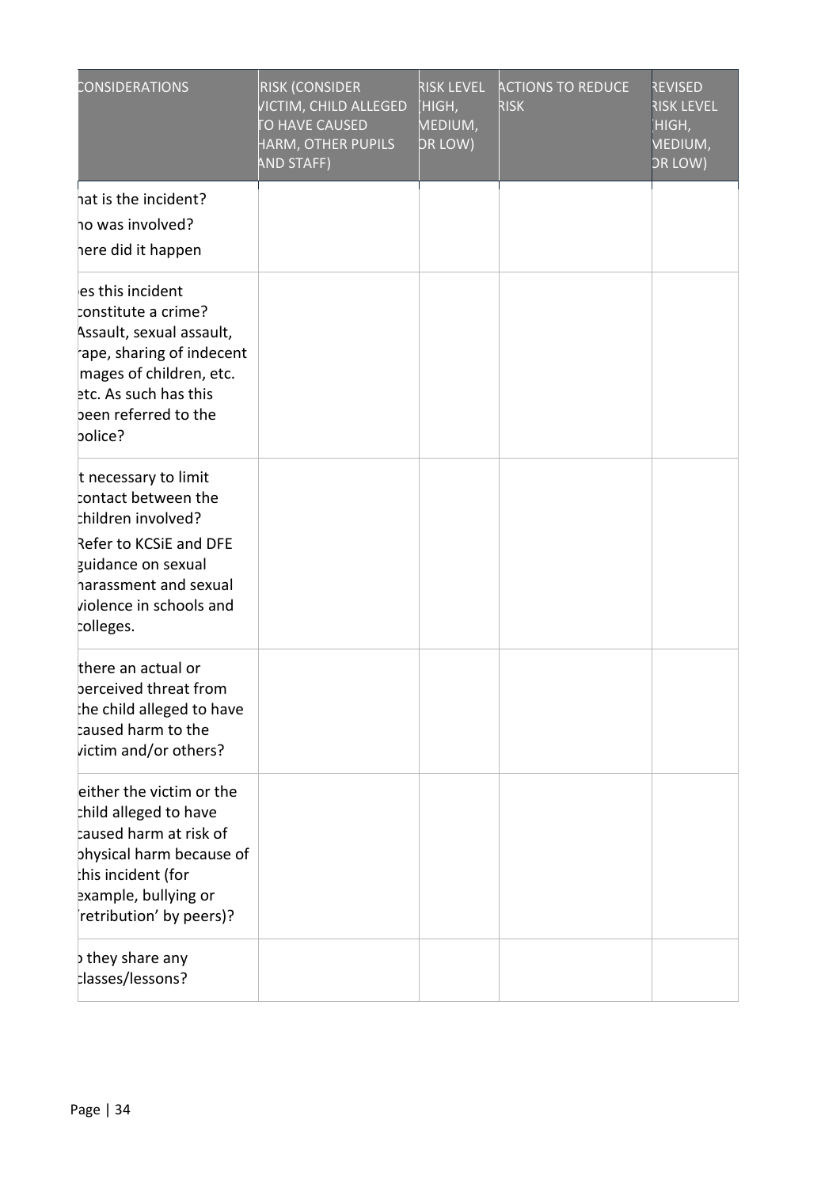| CONSIDERATIONS | RISK (CONSIDER VICTIM, CHILD ALLEGED TO HAVE CAUSED HARM, OTHER PUPILS AND STAFF) | RISK LEVEL (HIGH, MEDIUM, OR LOW) | ACTIONS TO REDUCE RISK | REVISED RISK LEVEL (HIGH, MEDIUM, OR LOW) |
|---|---|---|---|---|
| hat is the incident?<br>ho was involved?<br>here did it happen | | | | |
| es this incident constitute a crime? Assault, sexual assault, rape, sharing of indecent images of children, etc. etc. As such has this been referred to the police? | | | | |
| t necessary to limit contact between the children involved?<br>Refer to KCSiE and DFE guidance on sexual harassment and sexual violence in schools and colleges. | | | | |
| there an actual or perceived threat from the child alleged to have caused harm to the victim and/or others? | | | | |
| either the victim or the child alleged to have caused harm at risk of physical harm because of this incident (for example, bullying or 'retribution' by peers)? | | | | |
| they share any classes/lessons? | | | | |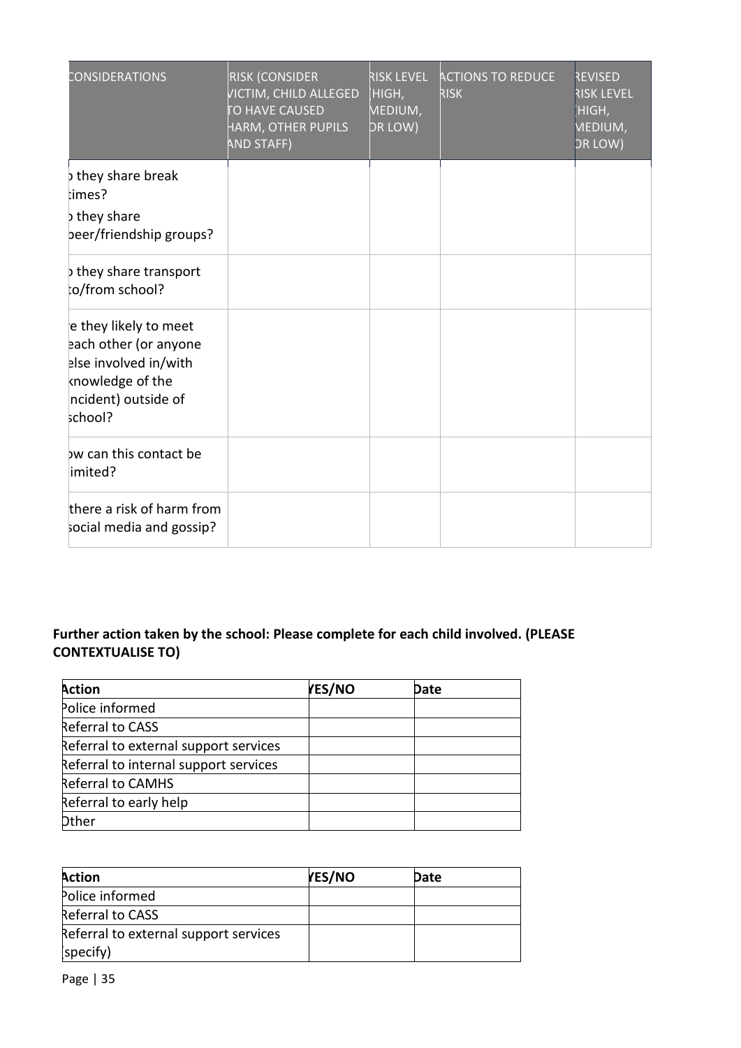| CONSIDERATIONS | RISK (CONSIDER VICTIM, CHILD ALLEGED TO HAVE CAUSED HARM, OTHER PUPILS AND STAFF) | RISK LEVEL (HIGH, MEDIUM, OR LOW) | ACTIONS TO REDUCE RISK | REVISED RISK LEVEL (HIGH, MEDIUM, OR LOW) |
|---|---|---|---|---|
| Do they share break times? Do they share peer/friendship groups? | | | | |
| Do they share transport to/from school? | | | | |
| Are they likely to meet each other (or anyone else involved in/with knowledge of the incident) outside of school? | | | | |
| How can this contact be limited? | | | | |
| Is there a risk of harm from social media and gossip? | | | | |

**Further action taken by the school: Please complete for each child involved. (PLEASE CONTEXTUALISE TO)**

| Action | YES/NO | Date |
|---|---|---|
| Police informed | | |
| Referral to CASS | | |
| Referral to external support services | | |
| Referral to internal support services | | |
| Referral to CAMHS | | |
| Referral to early help | | |
| Other | | |

| Action | YES/NO | Date |
|---|---|---|
| Police informed | | |
| Referral to CASS | | |
| Referral to external support services (specify) | | |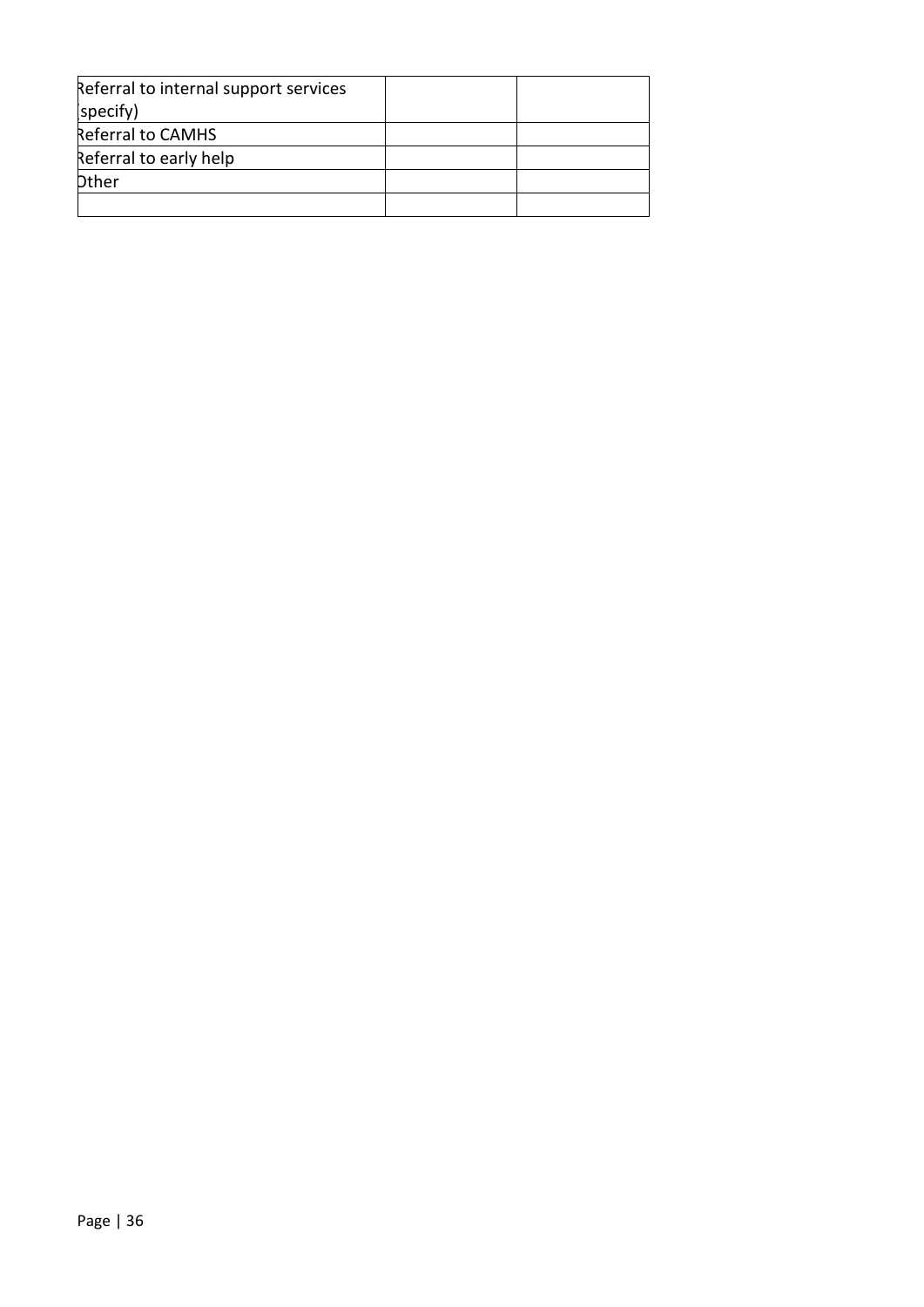| | | |
|---|---|---|
| Referral to internal support services (specify) | | |
| Referral to CAMHS | | |
| Referral to early help | | |
| Other | | |
| | | |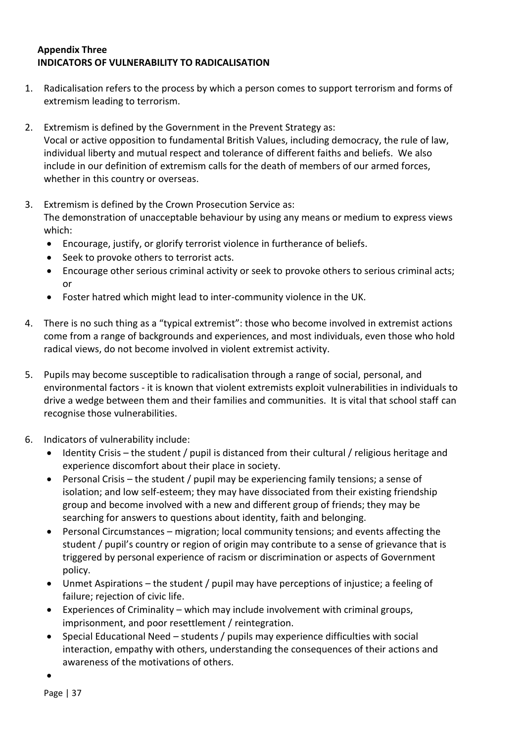## Appendix Three
## INDICATORS OF VULNERABILITY TO RADICALISATION

1. Radicalisation refers to the process by which a person comes to support terrorism and forms of extremism leading to terrorism.

2. Extremism is defined by the Government in the Prevent Strategy as:
   Vocal or active opposition to fundamental British Values, including democracy, the rule of law, individual liberty and mutual respect and tolerance of different faiths and beliefs. We also include in our definition of extremism calls for the death of members of our armed forces, whether in this country or overseas.

3. Extremism is defined by the Crown Prosecution Service as:
   The demonstration of unacceptable behaviour by using any means or medium to express views which:
   - Encourage, justify, or glorify terrorist violence in furtherance of beliefs.
   - Seek to provoke others to terrorist acts.
   - Encourage other serious criminal activity or seek to provoke others to serious criminal acts; or
   - Foster hatred which might lead to inter-community violence in the UK.

4. There is no such thing as a "typical extremist": those who become involved in extremist actions come from a range of backgrounds and experiences, and most individuals, even those who hold radical views, do not become involved in violent extremist activity.

5. Pupils may become susceptible to radicalisation through a range of social, personal, and environmental factors - it is known that violent extremists exploit vulnerabilities in individuals to drive a wedge between them and their families and communities. It is vital that school staff can recognise those vulnerabilities.

6. Indicators of vulnerability include:
   - Identity Crisis – the student / pupil is distanced from their cultural / religious heritage and experience discomfort about their place in society.
   - Personal Crisis – the student / pupil may be experiencing family tensions; a sense of isolation; and low self-esteem; they may have dissociated from their existing friendship group and become involved with a new and different group of friends; they may be searching for answers to questions about identity, faith and belonging.
   - Personal Circumstances – migration; local community tensions; and events affecting the student / pupil's country or region of origin may contribute to a sense of grievance that is triggered by personal experience of racism or discrimination or aspects of Government policy.
   - Unmet Aspirations – the student / pupil may have perceptions of injustice; a feeling of failure; rejection of civic life.
   - Experiences of Criminality – which may include involvement with criminal groups, imprisonment, and poor resettlement / reintegration.
   - Special Educational Need – students / pupils may experience difficulties with social interaction, empathy with others, understanding the consequences of their actions and awareness of the motivations of others.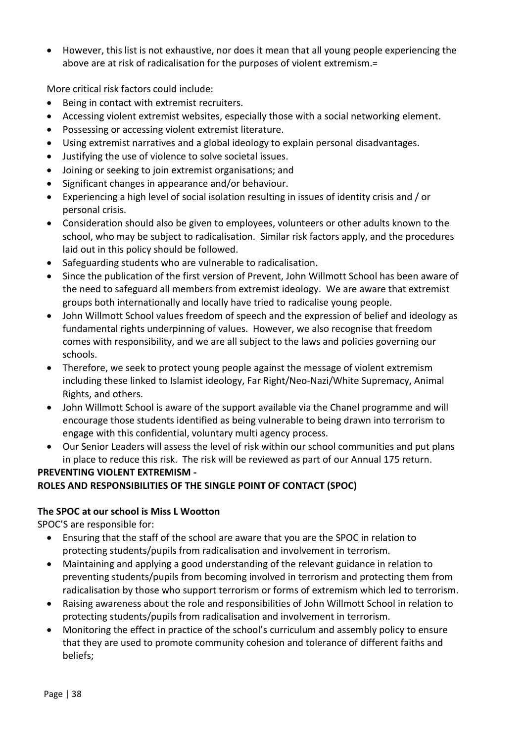- However, this list is not exhaustive, nor does it mean that all young people experiencing the above are at risk of radicalisation for the purposes of violent extremism.=

More critical risk factors could include:

- Being in contact with extremist recruiters.
- Accessing violent extremist websites, especially those with a social networking element.
- Possessing or accessing violent extremist literature.
- Using extremist narratives and a global ideology to explain personal disadvantages.
- Justifying the use of violence to solve societal issues.
- Joining or seeking to join extremist organisations; and
- Significant changes in appearance and/or behaviour.
- Experiencing a high level of social isolation resulting in issues of identity crisis and / or personal crisis.
- Consideration should also be given to employees, volunteers or other adults known to the school, who may be subject to radicalisation. Similar risk factors apply, and the procedures laid out in this policy should be followed.
- Safeguarding students who are vulnerable to radicalisation.
- Since the publication of the first version of Prevent, John Willmott School has been aware of the need to safeguard all members from extremist ideology. We are aware that extremist groups both internationally and locally have tried to radicalise young people.
- John Willmott School values freedom of speech and the expression of belief and ideology as fundamental rights underpinning of values. However, we also recognise that freedom comes with responsibility, and we are all subject to the laws and policies governing our schools.
- Therefore, we seek to protect young people against the message of violent extremism including these linked to Islamist ideology, Far Right/Neo-Nazi/White Supremacy, Animal Rights, and others.
- John Willmott School is aware of the support available via the Chanel programme and will encourage those students identified as being vulnerable to being drawn into terrorism to engage with this confidential, voluntary multi agency process.
- Our Senior Leaders will assess the level of risk within our school communities and put plans in place to reduce this risk. The risk will be reviewed as part of our Annual 175 return.

**PREVENTING VIOLENT EXTREMISM -**
**ROLES AND RESPONSIBILITIES OF THE SINGLE POINT OF CONTACT (SPOC)**

**The SPOC at our school is Miss L Wootton**

SPOC'S are responsible for:

- Ensuring that the staff of the school are aware that you are the SPOC in relation to protecting students/pupils from radicalisation and involvement in terrorism.
- Maintaining and applying a good understanding of the relevant guidance in relation to preventing students/pupils from becoming involved in terrorism and protecting them from radicalisation by those who support terrorism or forms of extremism which led to terrorism.
- Raising awareness about the role and responsibilities of John Willmott School in relation to protecting students/pupils from radicalisation and involvement in terrorism.
- Monitoring the effect in practice of the school's curriculum and assembly policy to ensure that they are used to promote community cohesion and tolerance of different faiths and beliefs;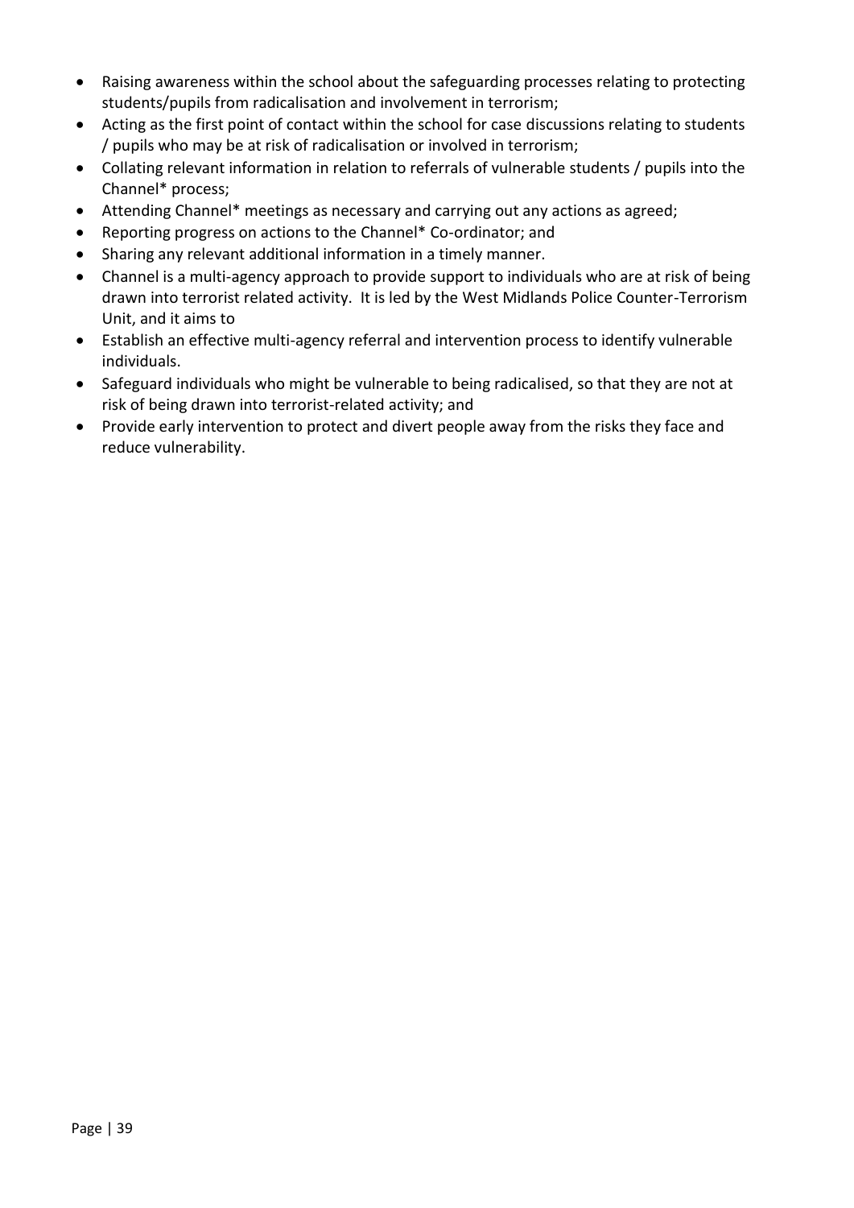- Raising awareness within the school about the safeguarding processes relating to protecting students/pupils from radicalisation and involvement in terrorism;
- Acting as the first point of contact within the school for case discussions relating to students / pupils who may be at risk of radicalisation or involved in terrorism;
- Collating relevant information in relation to referrals of vulnerable students / pupils into the Channel* process;
- Attending Channel* meetings as necessary and carrying out any actions as agreed;
- Reporting progress on actions to the Channel* Co-ordinator; and
- Sharing any relevant additional information in a timely manner.
- Channel is a multi-agency approach to provide support to individuals who are at risk of being drawn into terrorist related activity. It is led by the West Midlands Police Counter-Terrorism Unit, and it aims to
- Establish an effective multi-agency referral and intervention process to identify vulnerable individuals.
- Safeguard individuals who might be vulnerable to being radicalised, so that they are not at risk of being drawn into terrorist-related activity; and
- Provide early intervention to protect and divert people away from the risks they face and reduce vulnerability.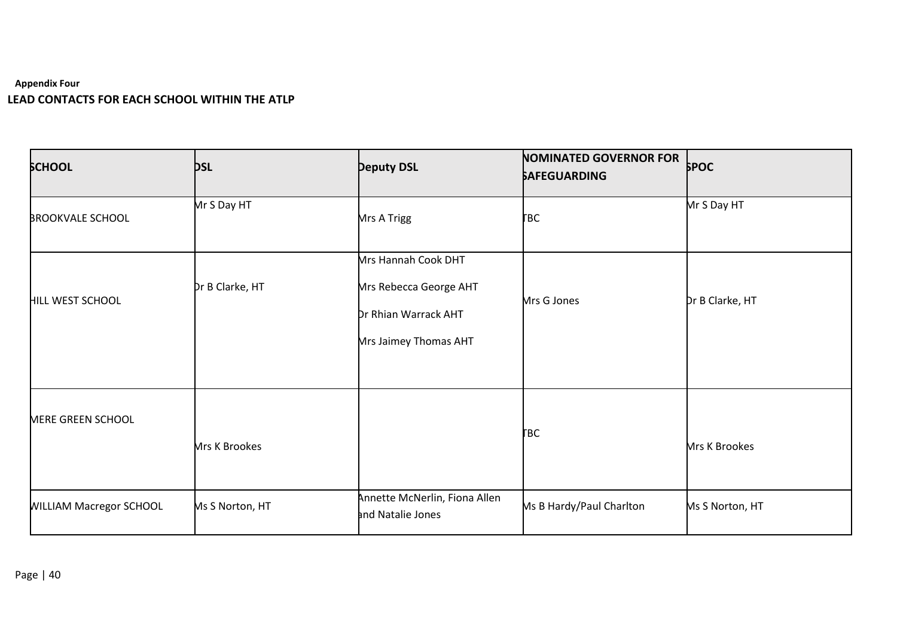**Appendix Four**

**LEAD CONTACTS FOR EACH SCHOOL WITHIN THE ATLP**

| SCHOOL | DSL | Deputy DSL | NOMINATED GOVERNOR FOR SAFEGUARDING | SPOC |
|---|---|---|---|---|
| BROOKVALE SCHOOL | Mr S Day HT | Mrs A Trigg | TBC | Mr S Day HT |
| HILL WEST SCHOOL | Dr B Clarke, HT | Mrs Hannah Cook DHT<br>Mrs Rebecca George AHT<br>Dr Rhian Warrack AHT<br>Mrs Jaimey Thomas AHT | Mrs G Jones | Dr B Clarke, HT |
| MERE GREEN SCHOOL | Mrs K Brookes | | TBC | Mrs K Brookes |
| WILLIAM Macregor SCHOOL | Ms S Norton, HT | Annette McNerlin, Fiona Allen and Natalie Jones | Ms B Hardy/Paul Charlton | Ms S Norton, HT |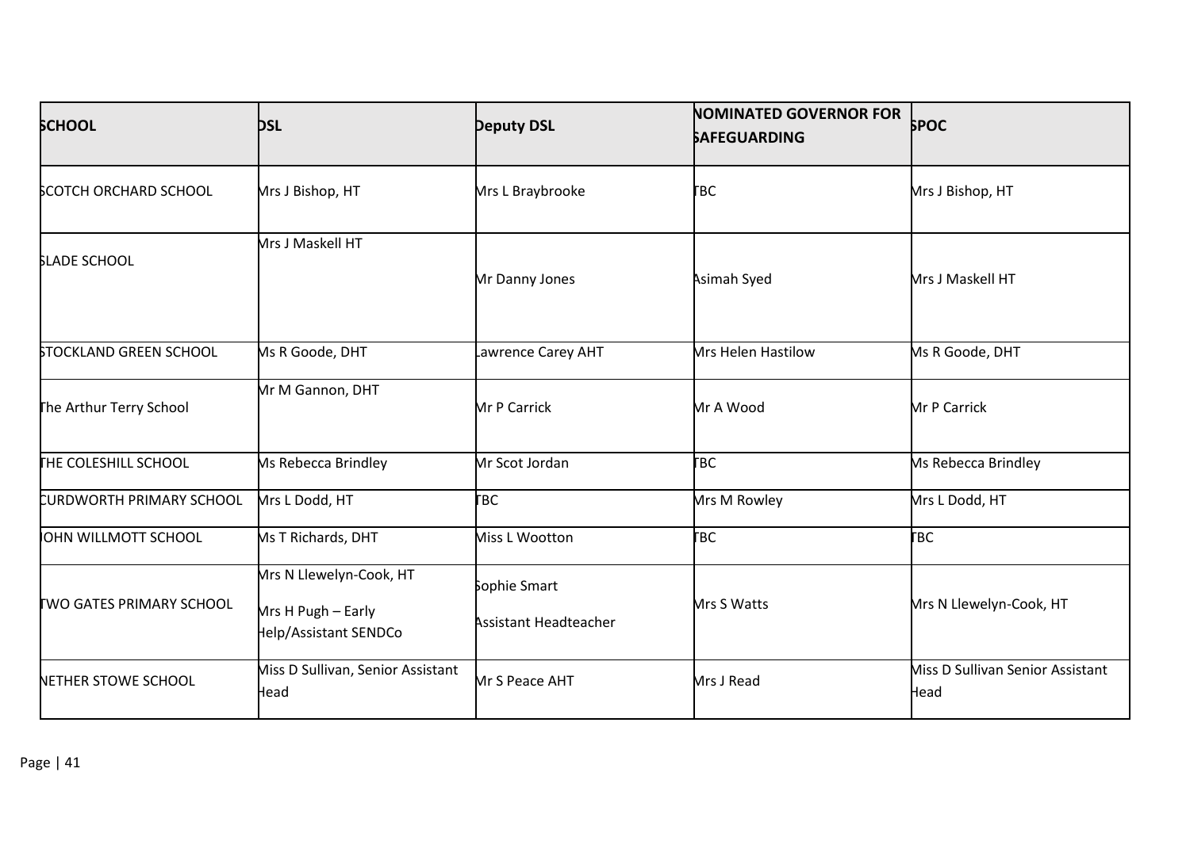| SCHOOL | DSL | Deputy DSL | NOMINATED GOVERNOR FOR SAFEGUARDING | SPOC |
|---|---|---|---|---|
| SCOTCH ORCHARD SCHOOL | Mrs J Bishop, HT | Mrs L Braybrooke | TBC | Mrs J Bishop, HT |
| SLADE SCHOOL | Mrs J Maskell HT | Mr Danny Jones | Asimah Syed | Mrs J Maskell HT |
| STOCKLAND GREEN SCHOOL | Ms R Goode, DHT | Lawrence Carey AHT | Mrs Helen Hastilow | Ms R Goode, DHT |
| The Arthur Terry School | Mr M Gannon, DHT | Mr P Carrick | Mr A Wood | Mr P Carrick |
| THE COLESHILL SCHOOL | Ms Rebecca Brindley | Mr Scot Jordan | TBC | Ms Rebecca Brindley |
| CURDWORTH PRIMARY SCHOOL | Mrs L Dodd, HT | TBC | Mrs M Rowley | Mrs L Dodd, HT |
| JOHN WILLMOTT SCHOOL | Ms T Richards, DHT | Miss L Wootton | TBC | TBC |
| TWO GATES PRIMARY SCHOOL | Mrs N Llewelyn-Cook, HT<br><br>Mrs H Pugh – Early Help/Assistant SENDCo | Sophie Smart<br><br>Assistant Headteacher | Mrs S Watts | Mrs N Llewelyn-Cook, HT |
| NETHER STOWE SCHOOL | Miss D Sullivan, Senior Assistant Head | Mr S Peace AHT | Mrs J Read | Miss D Sullivan Senior Assistant Head |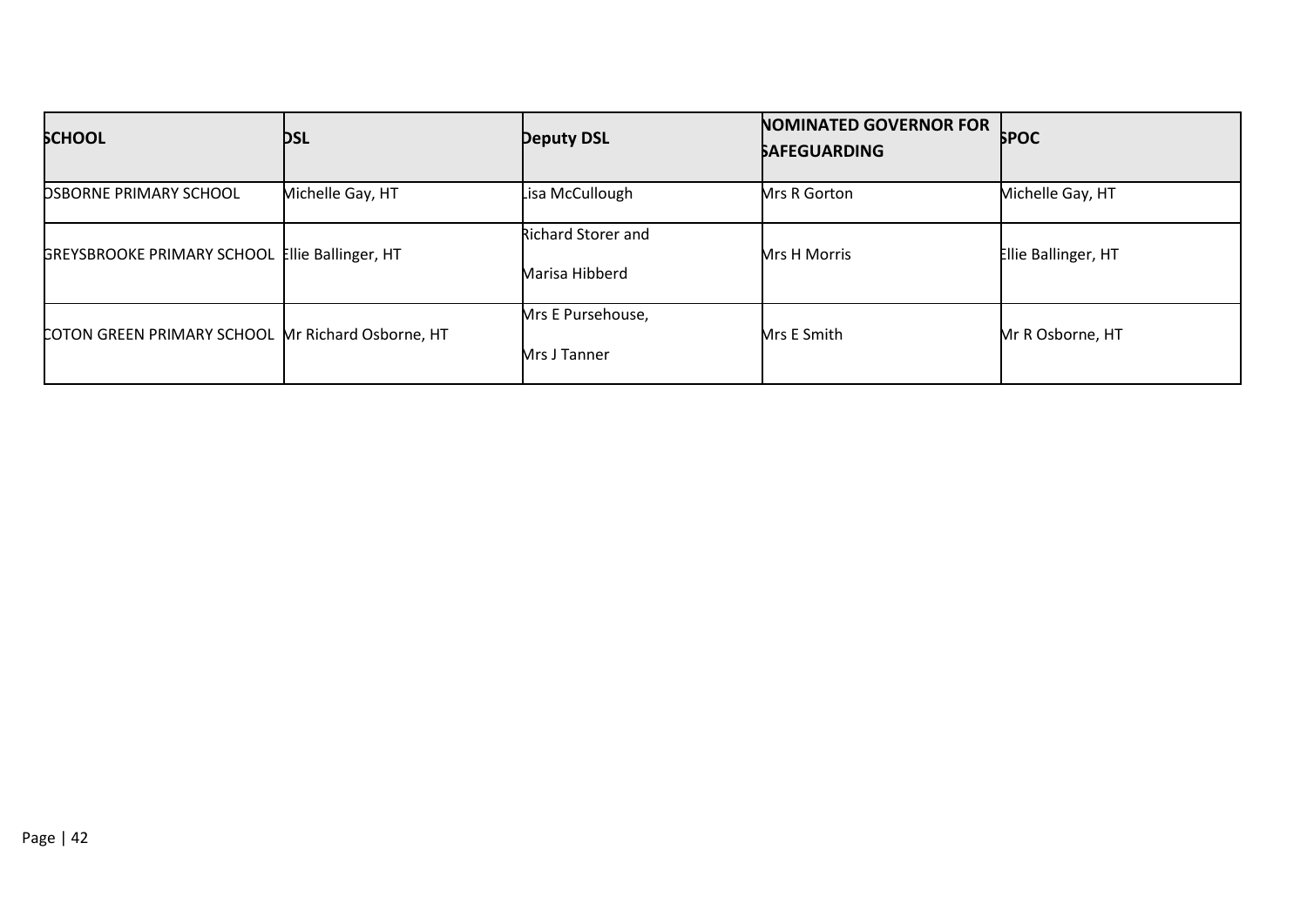| SCHOOL | DSL | Deputy DSL | NOMINATED GOVERNOR FOR SAFEGUARDING | SPOC |
|---|---|---|---|---|
| OSBORNE PRIMARY SCHOOL | Michelle Gay, HT | Lisa McCullough | Mrs R Gorton | Michelle Gay, HT |
| GREYSBROOKE PRIMARY SCHOOL | Ellie Ballinger, HT | Richard Storer and Marisa Hibberd | Mrs H Morris | Ellie Ballinger, HT |
| COTON GREEN PRIMARY SCHOOL | Mr Richard Osborne, HT | Mrs E Pursehouse, Mrs J Tanner | Mrs E Smith | Mr R Osborne, HT |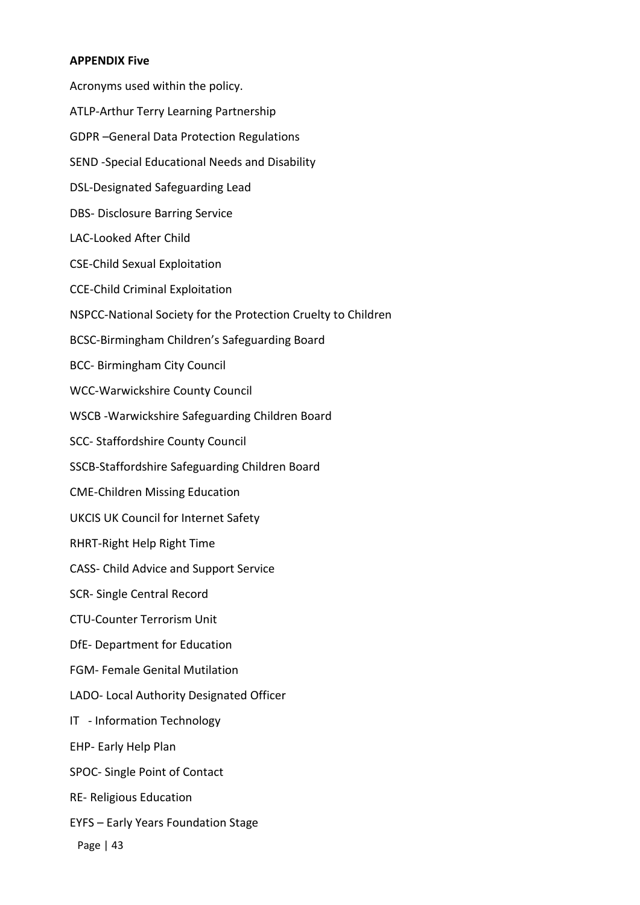**APPENDIX Five**

Acronyms used within the policy.

ATLP-Arthur Terry Learning Partnership

GDPR –General Data Protection Regulations

SEND -Special Educational Needs and Disability

DSL-Designated Safeguarding Lead

DBS- Disclosure Barring Service

LAC-Looked After Child

CSE-Child Sexual Exploitation

CCE-Child Criminal Exploitation

NSPCC-National Society for the Protection Cruelty to Children

BCSC-Birmingham Children's Safeguarding Board

BCC- Birmingham City Council

WCC-Warwickshire County Council

WSCB -Warwickshire Safeguarding Children Board

SCC- Staffordshire County Council

SSCB-Staffordshire Safeguarding Children Board

CME-Children Missing Education

UKCIS UK Council for Internet Safety

RHRT-Right Help Right Time

CASS- Child Advice and Support Service

SCR- Single Central Record

CTU-Counter Terrorism Unit

DfE- Department for Education

FGM- Female Genital Mutilation

LADO- Local Authority Designated Officer

IT - Information Technology

EHP- Early Help Plan

SPOC- Single Point of Contact

RE- Religious Education

EYFS – Early Years Foundation Stage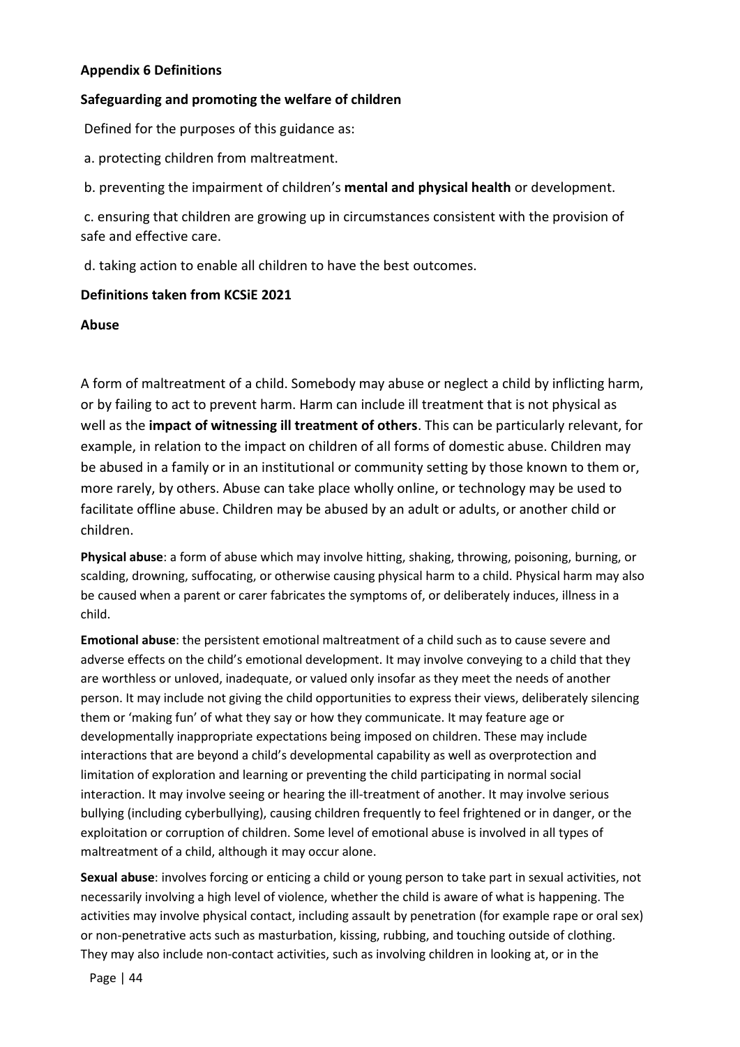**Appendix 6 Definitions**

**Safeguarding and promoting the welfare of children**

Defined for the purposes of this guidance as:

a. protecting children from maltreatment.

b. preventing the impairment of children's **mental and physical health** or development.

c. ensuring that children are growing up in circumstances consistent with the provision of safe and effective care.

d. taking action to enable all children to have the best outcomes.

**Definitions taken from KCSiE 2021**

**Abuse**

A form of maltreatment of a child. Somebody may abuse or neglect a child by inflicting harm, or by failing to act to prevent harm. Harm can include ill treatment that is not physical as well as the **impact of witnessing ill treatment of others**. This can be particularly relevant, for example, in relation to the impact on children of all forms of domestic abuse. Children may be abused in a family or in an institutional or community setting by those known to them or, more rarely, by others. Abuse can take place wholly online, or technology may be used to facilitate offline abuse. Children may be abused by an adult or adults, or another child or children.

**Physical abuse**: a form of abuse which may involve hitting, shaking, throwing, poisoning, burning, or scalding, drowning, suffocating, or otherwise causing physical harm to a child. Physical harm may also be caused when a parent or carer fabricates the symptoms of, or deliberately induces, illness in a child.

**Emotional abuse**: the persistent emotional maltreatment of a child such as to cause severe and adverse effects on the child's emotional development. It may involve conveying to a child that they are worthless or unloved, inadequate, or valued only insofar as they meet the needs of another person. It may include not giving the child opportunities to express their views, deliberately silencing them or 'making fun' of what they say or how they communicate. It may feature age or developmentally inappropriate expectations being imposed on children. These may include interactions that are beyond a child's developmental capability as well as overprotection and limitation of exploration and learning or preventing the child participating in normal social interaction. It may involve seeing or hearing the ill-treatment of another. It may involve serious bullying (including cyberbullying), causing children frequently to feel frightened or in danger, or the exploitation or corruption of children. Some level of emotional abuse is involved in all types of maltreatment of a child, although it may occur alone.

**Sexual abuse**: involves forcing or enticing a child or young person to take part in sexual activities, not necessarily involving a high level of violence, whether the child is aware of what is happening. The activities may involve physical contact, including assault by penetration (for example rape or oral sex) or non-penetrative acts such as masturbation, kissing, rubbing, and touching outside of clothing. They may also include non-contact activities, such as involving children in looking at, or in the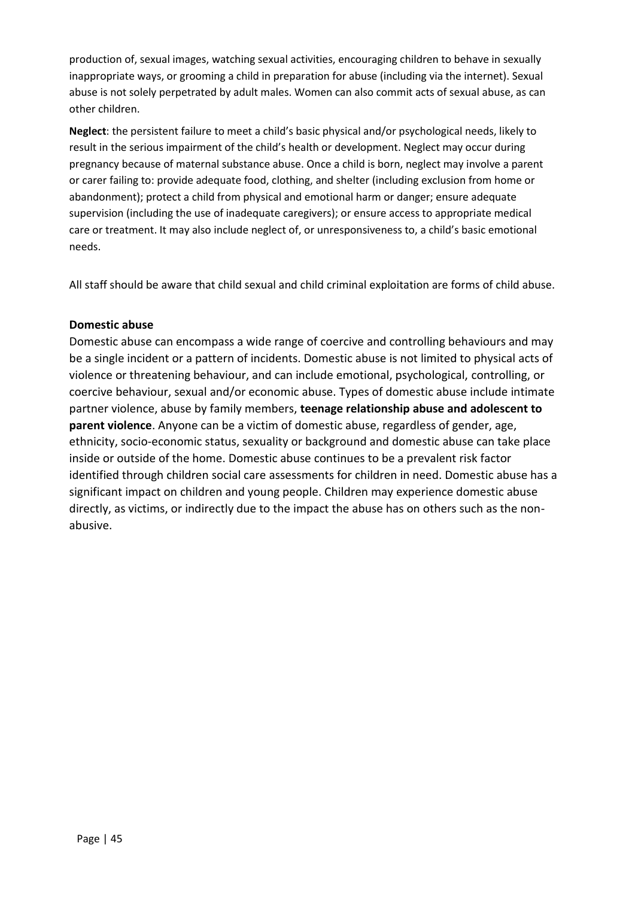production of, sexual images, watching sexual activities, encouraging children to behave in sexually inappropriate ways, or grooming a child in preparation for abuse (including via the internet). Sexual abuse is not solely perpetrated by adult males. Women can also commit acts of sexual abuse, as can other children.

**Neglect**: the persistent failure to meet a child's basic physical and/or psychological needs, likely to result in the serious impairment of the child's health or development. Neglect may occur during pregnancy because of maternal substance abuse. Once a child is born, neglect may involve a parent or carer failing to: provide adequate food, clothing, and shelter (including exclusion from home or abandonment); protect a child from physical and emotional harm or danger; ensure adequate supervision (including the use of inadequate caregivers); or ensure access to appropriate medical care or treatment. It may also include neglect of, or unresponsiveness to, a child's basic emotional needs.

All staff should be aware that child sexual and child criminal exploitation are forms of child abuse.

**Domestic abuse**

Domestic abuse can encompass a wide range of coercive and controlling behaviours and may be a single incident or a pattern of incidents. Domestic abuse is not limited to physical acts of violence or threatening behaviour, and can include emotional, psychological, controlling, or coercive behaviour, sexual and/or economic abuse. Types of domestic abuse include intimate partner violence, abuse by family members, **teenage relationship abuse and adolescent to parent violence**. Anyone can be a victim of domestic abuse, regardless of gender, age, ethnicity, socio-economic status, sexuality or background and domestic abuse can take place inside or outside of the home. Domestic abuse continues to be a prevalent risk factor identified through children social care assessments for children in need. Domestic abuse has a significant impact on children and young people. Children may experience domestic abuse directly, as victims, or indirectly due to the impact the abuse has on others such as the non-abusive.